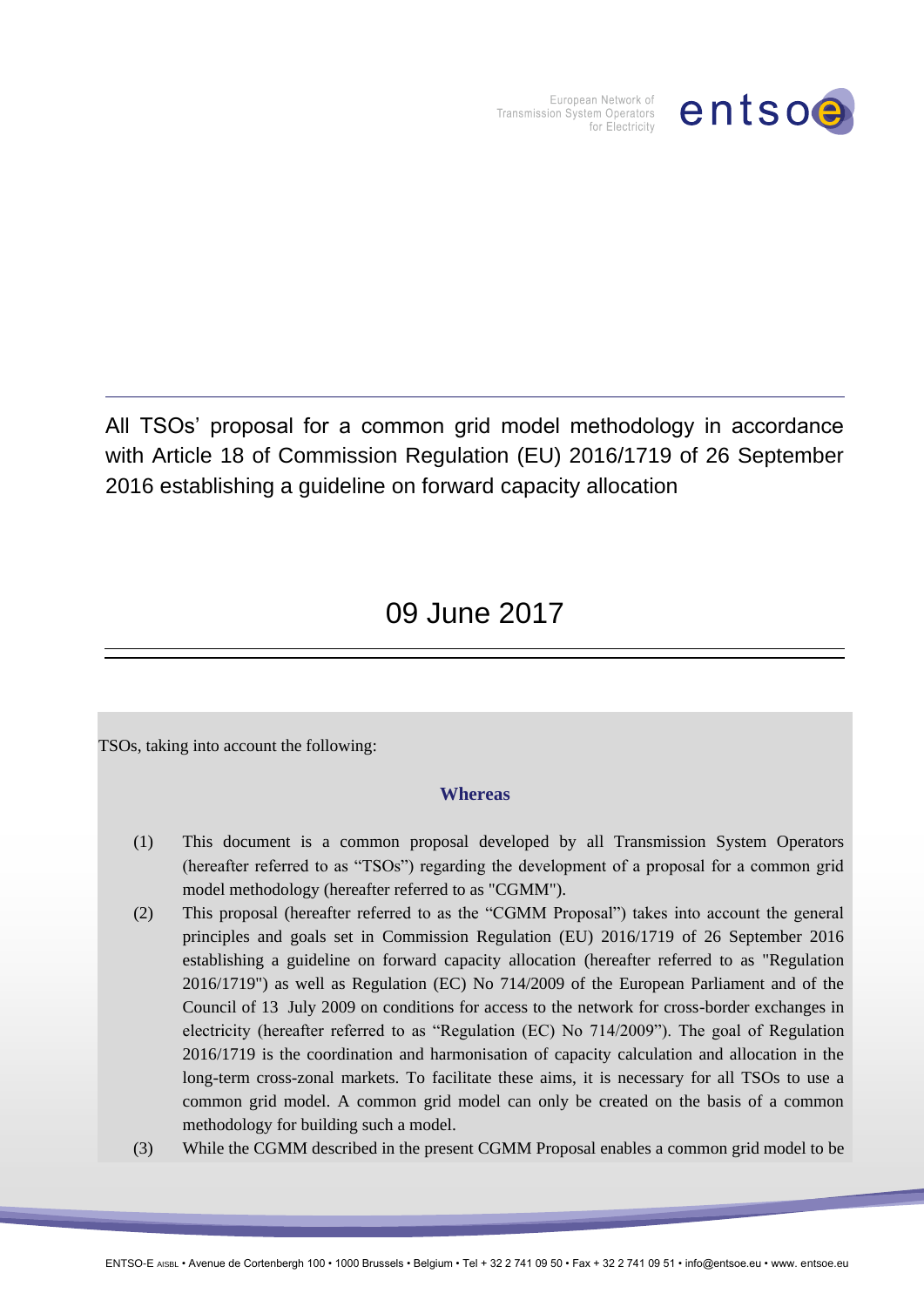All TSOs' proposal for a common grid model methodology in accordance with Article 18 of Commission Regulation (EU) 2016/1719 of 26 September 2016 establishing a guideline on forward capacity allocation

09 June 2017

TSOs, taking into account the following:

## Whereas

(1) This document is a common proposal developed by all Transmission System Operators (hereafter referred to as "TSOs") regarding the development of a proposal for a common grid model methodology (hereafter referred to as "CGMM").

(2) This proposal (hereafter referred to as the "CGMM Proposal") takes into account the general principles and goals set in Commission Regulation (EU) 2016/1719 of 26 September 2016 establishing a guideline on forward capacity allocation (hereafter referred to as "Regulation 2016/1719") as well as Regulation (EC) No 714/2009 of the European Parliament and of the Council of 13 July 2009 on conditions for access to the network for cross-border exchanges in electricity (hereafter referred to as "Regulation (EC) No 714/2009"). The goal of Regulation 2016/1719 is the coordination and harmonisation of capacity calculation and allocation in the long-term cross-zonal markets. To facilitate these aims, it is necessary for all TSOs to use a common grid model. A common grid model can only be created on the basis of a common methodology for building such a model.

(3) While the CGMM described in the present CGMM Proposal enables a common grid model to be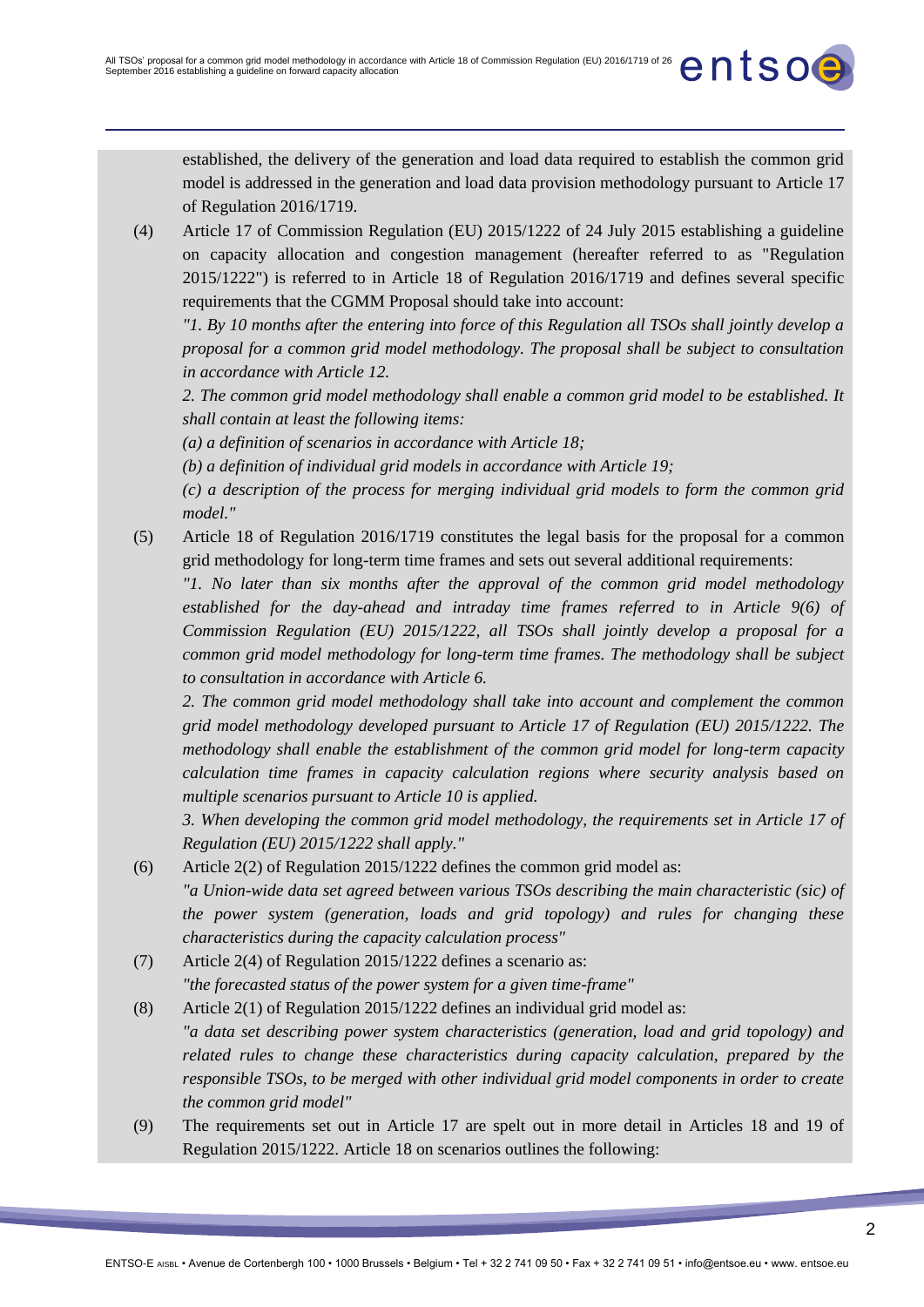established, the delivery of the generation and load data required to establish the common grid model is addressed in the generation and load data provision methodology pursuant to Article 17 of Regulation 2016/1719.

(4) Article 17 of Commission Regulation (EU) 2015/1222 of 24 July 2015 establishing a guideline on capacity allocation and congestion management (hereafter referred to as "Regulation 2015/1222") is referred to in Article 18 of Regulation 2016/1719 and defines several specific requirements that the CGMM Proposal should take into account:

*"1. By 10 months after the entering into force of this Regulation all TSOs shall jointly develop a proposal for a common grid model methodology. The proposal shall be subject to consultation in accordance with Article 12.*

*2. The common grid model methodology shall enable a common grid model to be established. It shall contain at least the following items:*

*(a) a definition of scenarios in accordance with Article 18;*

*(b) a definition of individual grid models in accordance with Article 19;*

*(c) a description of the process for merging individual grid models to form the common grid model."*

(5) Article 18 of Regulation 2016/1719 constitutes the legal basis for the proposal for a common grid methodology for long-term time frames and sets out several additional requirements:

*"1. No later than six months after the approval of the common grid model methodology established for the day-ahead and intraday time frames referred to in Article 9(6) of Commission Regulation (EU) 2015/1222, all TSOs shall jointly develop a proposal for a common grid model methodology for long-term time frames. The methodology shall be subject to consultation in accordance with Article 6.*

*2. The common grid model methodology shall take into account and complement the common grid model methodology developed pursuant to Article 17 of Regulation (EU) 2015/1222. The methodology shall enable the establishment of the common grid model for long-term capacity calculation time frames in capacity calculation regions where security analysis based on multiple scenarios pursuant to Article 10 is applied.*

*3. When developing the common grid model methodology, the requirements set in Article 17 of Regulation (EU) 2015/1222 shall apply."*

(6) Article 2(2) of Regulation 2015/1222 defines the common grid model as:
*"a Union-wide data set agreed between various TSOs describing the main characteristic (sic) of the power system (generation, loads and grid topology) and rules for changing these characteristics during the capacity calculation process"*

(7) Article 2(4) of Regulation 2015/1222 defines a scenario as:
*"the forecasted status of the power system for a given time-frame"*

(8) Article 2(1) of Regulation 2015/1222 defines an individual grid model as:
*"a data set describing power system characteristics (generation, load and grid topology) and related rules to change these characteristics during capacity calculation, prepared by the responsible TSOs, to be merged with other individual grid model components in order to create the common grid model"*

(9) The requirements set out in Article 17 are spelt out in more detail in Articles 18 and 19 of Regulation 2015/1222. Article 18 on scenarios outlines the following: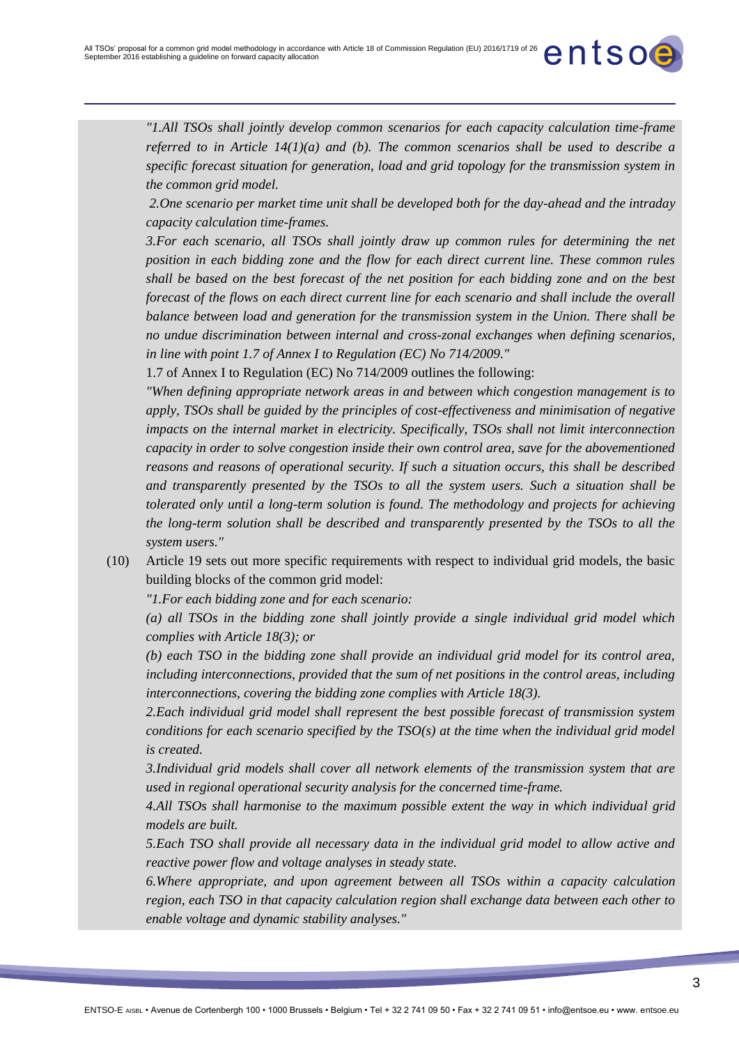*"1.All TSOs shall jointly develop common scenarios for each capacity calculation time-frame referred to in Article 14(1)(a) and (b). The common scenarios shall be used to describe a specific forecast situation for generation, load and grid topology for the transmission system in the common grid model.*

*2.One scenario per market time unit shall be developed both for the day-ahead and the intraday capacity calculation time-frames.*

*3.For each scenario, all TSOs shall jointly draw up common rules for determining the net position in each bidding zone and the flow for each direct current line. These common rules shall be based on the best forecast of the net position for each bidding zone and on the best forecast of the flows on each direct current line for each scenario and shall include the overall balance between load and generation for the transmission system in the Union. There shall be no undue discrimination between internal and cross-zonal exchanges when defining scenarios, in line with point 1.7 of Annex I to Regulation (EC) No 714/2009."*

1.7 of Annex I to Regulation (EC) No 714/2009 outlines the following:

*"When defining appropriate network areas in and between which congestion management is to apply, TSOs shall be guided by the principles of cost-effectiveness and minimisation of negative impacts on the internal market in electricity. Specifically, TSOs shall not limit interconnection capacity in order to solve congestion inside their own control area, save for the abovementioned reasons and reasons of operational security. If such a situation occurs, this shall be described and transparently presented by the TSOs to all the system users. Such a situation shall be tolerated only until a long-term solution is found. The methodology and projects for achieving the long-term solution shall be described and transparently presented by the TSOs to all the system users."*

(10) Article 19 sets out more specific requirements with respect to individual grid models, the basic building blocks of the common grid model:

*"1.For each bidding zone and for each scenario:*

*(a) all TSOs in the bidding zone shall jointly provide a single individual grid model which complies with Article 18(3); or*

*(b) each TSO in the bidding zone shall provide an individual grid model for its control area, including interconnections, provided that the sum of net positions in the control areas, including interconnections, covering the bidding zone complies with Article 18(3).*

*2.Each individual grid model shall represent the best possible forecast of transmission system conditions for each scenario specified by the TSO(s) at the time when the individual grid model is created.*

*3.Individual grid models shall cover all network elements of the transmission system that are used in regional operational security analysis for the concerned time-frame.*

*4.All TSOs shall harmonise to the maximum possible extent the way in which individual grid models are built.*

*5.Each TSO shall provide all necessary data in the individual grid model to allow active and reactive power flow and voltage analyses in steady state.*

*6.Where appropriate, and upon agreement between all TSOs within a capacity calculation region, each TSO in that capacity calculation region shall exchange data between each other to enable voltage and dynamic stability analyses."*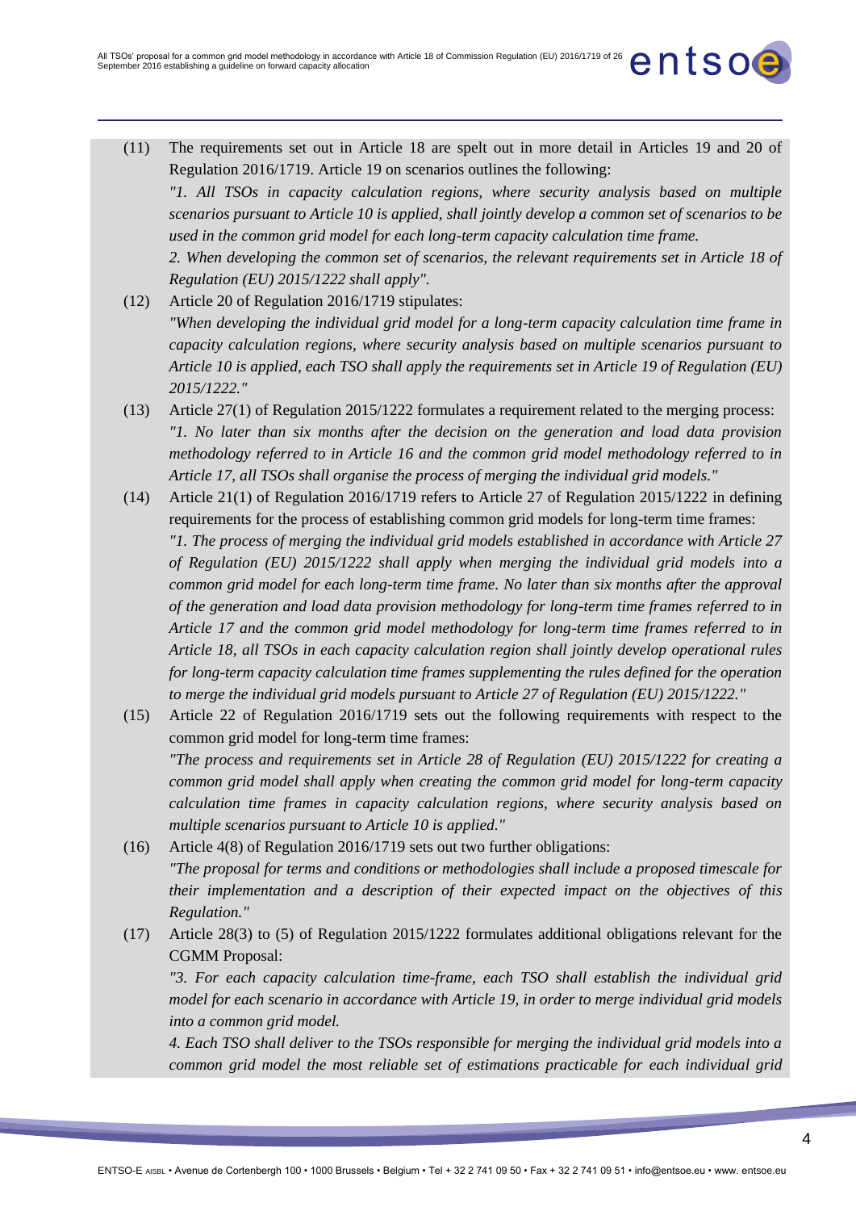(11) The requirements set out in Article 18 are spelt out in more detail in Articles 19 and 20 of Regulation 2016/1719. Article 19 on scenarios outlines the following:

*"1. All TSOs in capacity calculation regions, where security analysis based on multiple scenarios pursuant to Article 10 is applied, shall jointly develop a common set of scenarios to be used in the common grid model for each long-term capacity calculation time frame.*

*2. When developing the common set of scenarios, the relevant requirements set in Article 18 of Regulation (EU) 2015/1222 shall apply".*

(12) Article 20 of Regulation 2016/1719 stipulates:

*"When developing the individual grid model for a long-term capacity calculation time frame in capacity calculation regions, where security analysis based on multiple scenarios pursuant to Article 10 is applied, each TSO shall apply the requirements set in Article 19 of Regulation (EU) 2015/1222."*

(13) Article 27(1) of Regulation 2015/1222 formulates a requirement related to the merging process:

*"1. No later than six months after the decision on the generation and load data provision methodology referred to in Article 16 and the common grid model methodology referred to in Article 17, all TSOs shall organise the process of merging the individual grid models."*

(14) Article 21(1) of Regulation 2016/1719 refers to Article 27 of Regulation 2015/1222 in defining requirements for the process of establishing common grid models for long-term time frames:

*"1. The process of merging the individual grid models established in accordance with Article 27 of Regulation (EU) 2015/1222 shall apply when merging the individual grid models into a common grid model for each long-term time frame. No later than six months after the approval of the generation and load data provision methodology for long-term time frames referred to in Article 17 and the common grid model methodology for long-term time frames referred to in Article 18, all TSOs in each capacity calculation region shall jointly develop operational rules for long-term capacity calculation time frames supplementing the rules defined for the operation to merge the individual grid models pursuant to Article 27 of Regulation (EU) 2015/1222."*

(15) Article 22 of Regulation 2016/1719 sets out the following requirements with respect to the common grid model for long-term time frames:

*"The process and requirements set in Article 28 of Regulation (EU) 2015/1222 for creating a common grid model shall apply when creating the common grid model for long-term capacity calculation time frames in capacity calculation regions, where security analysis based on multiple scenarios pursuant to Article 10 is applied."*

(16) Article 4(8) of Regulation 2016/1719 sets out two further obligations:

*"The proposal for terms and conditions or methodologies shall include a proposed timescale for their implementation and a description of their expected impact on the objectives of this Regulation."*

(17) Article 28(3) to (5) of Regulation 2015/1222 formulates additional obligations relevant for the CGMM Proposal:

*"3. For each capacity calculation time-frame, each TSO shall establish the individual grid model for each scenario in accordance with Article 19, in order to merge individual grid models into a common grid model.*

*4. Each TSO shall deliver to the TSOs responsible for merging the individual grid models into a common grid model the most reliable set of estimations practicable for each individual grid*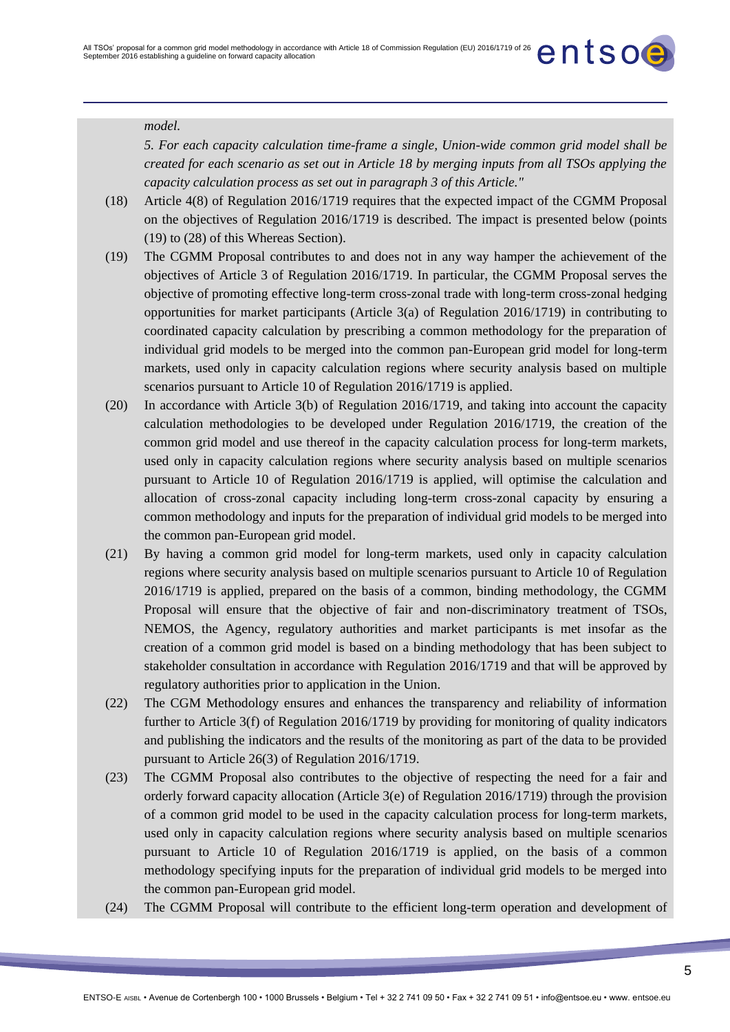*model.*

*5. For each capacity calculation time-frame a single, Union-wide common grid model shall be created for each scenario as set out in Article 18 by merging inputs from all TSOs applying the capacity calculation process as set out in paragraph 3 of this Article."*

(18) Article 4(8) of Regulation 2016/1719 requires that the expected impact of the CGMM Proposal on the objectives of Regulation 2016/1719 is described. The impact is presented below (points (19) to (28) of this Whereas Section).

(19) The CGMM Proposal contributes to and does not in any way hamper the achievement of the objectives of Article 3 of Regulation 2016/1719. In particular, the CGMM Proposal serves the objective of promoting effective long-term cross-zonal trade with long-term cross-zonal hedging opportunities for market participants (Article 3(a) of Regulation 2016/1719) in contributing to coordinated capacity calculation by prescribing a common methodology for the preparation of individual grid models to be merged into the common pan-European grid model for long-term markets, used only in capacity calculation regions where security analysis based on multiple scenarios pursuant to Article 10 of Regulation 2016/1719 is applied.

(20) In accordance with Article 3(b) of Regulation 2016/1719, and taking into account the capacity calculation methodologies to be developed under Regulation 2016/1719, the creation of the common grid model and use thereof in the capacity calculation process for long-term markets, used only in capacity calculation regions where security analysis based on multiple scenarios pursuant to Article 10 of Regulation 2016/1719 is applied, will optimise the calculation and allocation of cross-zonal capacity including long-term cross-zonal capacity by ensuring a common methodology and inputs for the preparation of individual grid models to be merged into the common pan-European grid model.

(21) By having a common grid model for long-term markets, used only in capacity calculation regions where security analysis based on multiple scenarios pursuant to Article 10 of Regulation 2016/1719 is applied, prepared on the basis of a common, binding methodology, the CGMM Proposal will ensure that the objective of fair and non-discriminatory treatment of TSOs, NEMOS, the Agency, regulatory authorities and market participants is met insofar as the creation of a common grid model is based on a binding methodology that has been subject to stakeholder consultation in accordance with Regulation 2016/1719 and that will be approved by regulatory authorities prior to application in the Union.

(22) The CGM Methodology ensures and enhances the transparency and reliability of information further to Article 3(f) of Regulation 2016/1719 by providing for monitoring of quality indicators and publishing the indicators and the results of the monitoring as part of the data to be provided pursuant to Article 26(3) of Regulation 2016/1719.

(23) The CGMM Proposal also contributes to the objective of respecting the need for a fair and orderly forward capacity allocation (Article 3(e) of Regulation 2016/1719) through the provision of a common grid model to be used in the capacity calculation process for long-term markets, used only in capacity calculation regions where security analysis based on multiple scenarios pursuant to Article 10 of Regulation 2016/1719 is applied, on the basis of a common methodology specifying inputs for the preparation of individual grid models to be merged into the common pan-European grid model.

(24) The CGMM Proposal will contribute to the efficient long-term operation and development of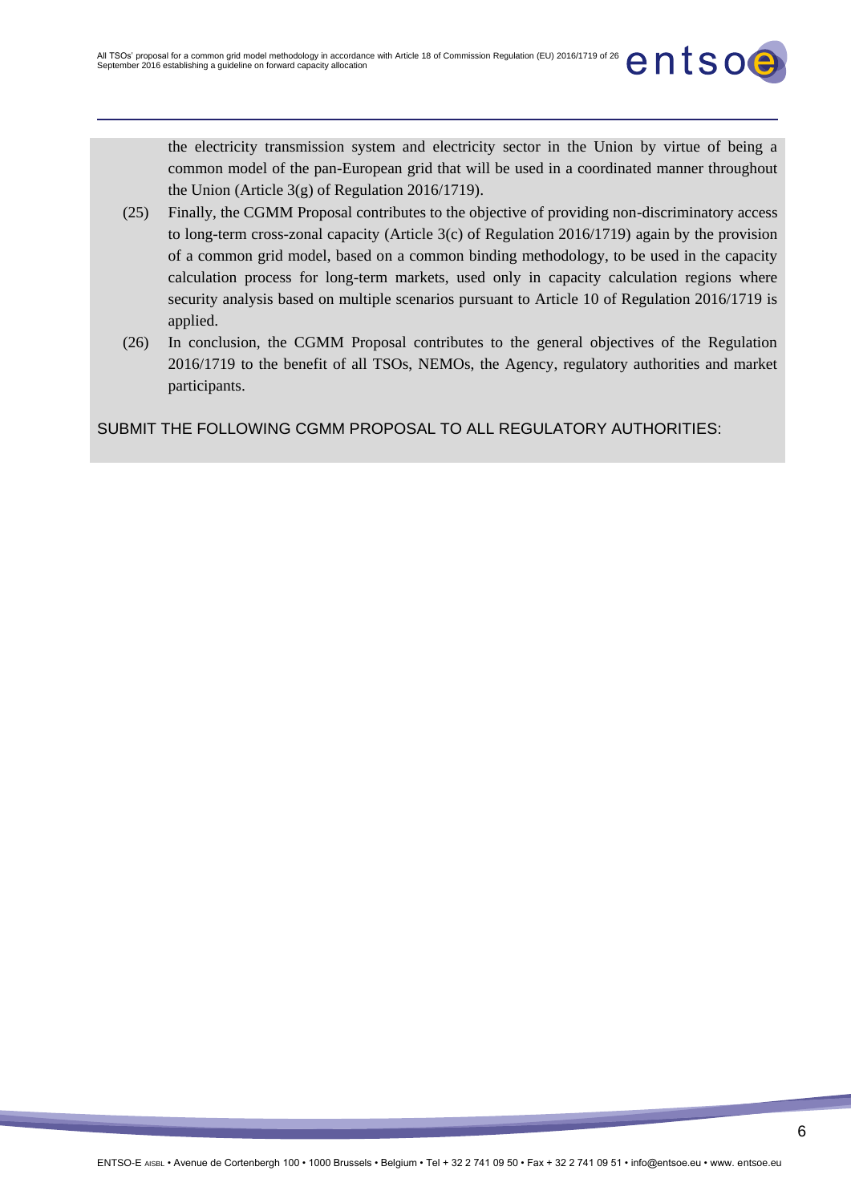the electricity transmission system and electricity sector in the Union by virtue of being a common model of the pan-European grid that will be used in a coordinated manner throughout the Union (Article 3(g) of Regulation 2016/1719).

(25) Finally, the CGMM Proposal contributes to the objective of providing non-discriminatory access to long-term cross-zonal capacity (Article 3(c) of Regulation 2016/1719) again by the provision of a common grid model, based on a common binding methodology, to be used in the capacity calculation process for long-term markets, used only in capacity calculation regions where security analysis based on multiple scenarios pursuant to Article 10 of Regulation 2016/1719 is applied.

(26) In conclusion, the CGMM Proposal contributes to the general objectives of the Regulation 2016/1719 to the benefit of all TSOs, NEMOs, the Agency, regulatory authorities and market participants.

SUBMIT THE FOLLOWING CGMM PROPOSAL TO ALL REGULATORY AUTHORITIES: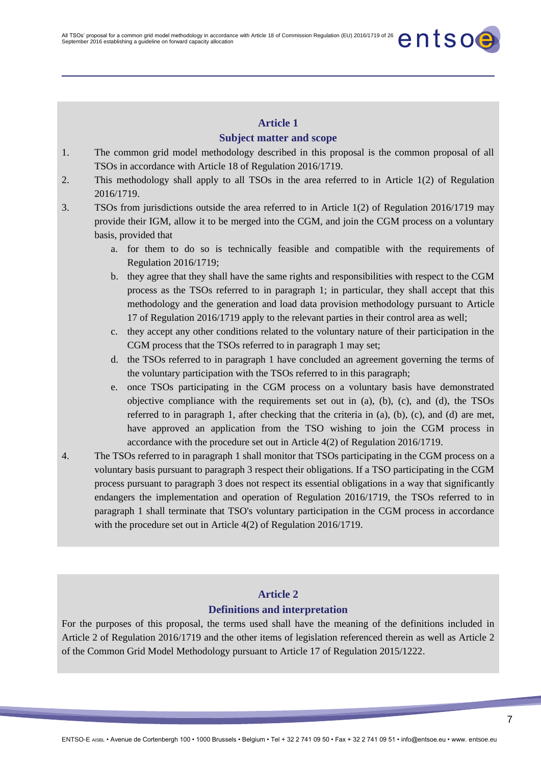## Article 1
## Subject matter and scope

1. The common grid model methodology described in this proposal is the common proposal of all TSOs in accordance with Article 18 of Regulation 2016/1719.
2. This methodology shall apply to all TSOs in the area referred to in Article 1(2) of Regulation 2016/1719.
3. TSOs from jurisdictions outside the area referred to in Article 1(2) of Regulation 2016/1719 may provide their IGM, allow it to be merged into the CGM, and join the CGM process on a voluntary basis, provided that
   a. for them to do so is technically feasible and compatible with the requirements of Regulation 2016/1719;
   b. they agree that they shall have the same rights and responsibilities with respect to the CGM process as the TSOs referred to in paragraph 1; in particular, they shall accept that this methodology and the generation and load data provision methodology pursuant to Article 17 of Regulation 2016/1719 apply to the relevant parties in their control area as well;
   c. they accept any other conditions related to the voluntary nature of their participation in the CGM process that the TSOs referred to in paragraph 1 may set;
   d. the TSOs referred to in paragraph 1 have concluded an agreement governing the terms of the voluntary participation with the TSOs referred to in this paragraph;
   e. once TSOs participating in the CGM process on a voluntary basis have demonstrated objective compliance with the requirements set out in (a), (b), (c), and (d), the TSOs referred to in paragraph 1, after checking that the criteria in (a), (b), (c), and (d) are met, have approved an application from the TSO wishing to join the CGM process in accordance with the procedure set out in Article 4(2) of Regulation 2016/1719.
4. The TSOs referred to in paragraph 1 shall monitor that TSOs participating in the CGM process on a voluntary basis pursuant to paragraph 3 respect their obligations. If a TSO participating in the CGM process pursuant to paragraph 3 does not respect its essential obligations in a way that significantly endangers the implementation and operation of Regulation 2016/1719, the TSOs referred to in paragraph 1 shall terminate that TSO's voluntary participation in the CGM process in accordance with the procedure set out in Article 4(2) of Regulation 2016/1719.

## Article 2
## Definitions and interpretation

For the purposes of this proposal, the terms used shall have the meaning of the definitions included in Article 2 of Regulation 2016/1719 and the other items of legislation referenced therein as well as Article 2 of the Common Grid Model Methodology pursuant to Article 17 of Regulation 2015/1222.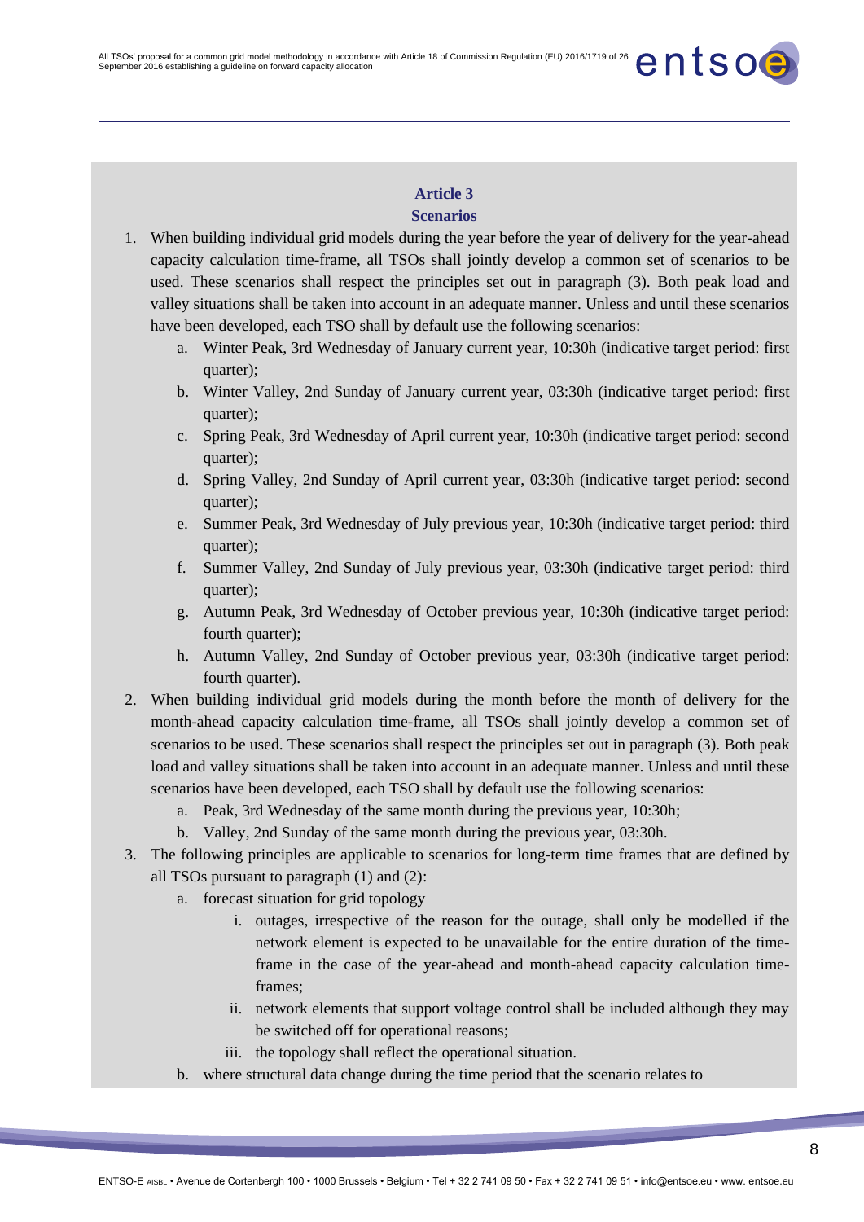## Article 3
## Scenarios

1. When building individual grid models during the year before the year of delivery for the year-ahead capacity calculation time-frame, all TSOs shall jointly develop a common set of scenarios to be used. These scenarios shall respect the principles set out in paragraph (3). Both peak load and valley situations shall be taken into account in an adequate manner. Unless and until these scenarios have been developed, each TSO shall by default use the following scenarios:
    a. Winter Peak, 3rd Wednesday of January current year, 10:30h (indicative target period: first quarter);
    b. Winter Valley, 2nd Sunday of January current year, 03:30h (indicative target period: first quarter);
    c. Spring Peak, 3rd Wednesday of April current year, 10:30h (indicative target period: second quarter);
    d. Spring Valley, 2nd Sunday of April current year, 03:30h (indicative target period: second quarter);
    e. Summer Peak, 3rd Wednesday of July previous year, 10:30h (indicative target period: third quarter);
    f. Summer Valley, 2nd Sunday of July previous year, 03:30h (indicative target period: third quarter);
    g. Autumn Peak, 3rd Wednesday of October previous year, 10:30h (indicative target period: fourth quarter);
    h. Autumn Valley, 2nd Sunday of October previous year, 03:30h (indicative target period: fourth quarter).
2. When building individual grid models during the month before the month of delivery for the month-ahead capacity calculation time-frame, all TSOs shall jointly develop a common set of scenarios to be used. These scenarios shall respect the principles set out in paragraph (3). Both peak load and valley situations shall be taken into account in an adequate manner. Unless and until these scenarios have been developed, each TSO shall by default use the following scenarios:
    a. Peak, 3rd Wednesday of the same month during the previous year, 10:30h;
    b. Valley, 2nd Sunday of the same month during the previous year, 03:30h.
3. The following principles are applicable to scenarios for long-term time frames that are defined by all TSOs pursuant to paragraph (1) and (2):
    a. forecast situation for grid topology
        i. outages, irrespective of the reason for the outage, shall only be modelled if the network element is expected to be unavailable for the entire duration of the time-frame in the case of the year-ahead and month-ahead capacity calculation time-frames;
        ii. network elements that support voltage control shall be included although they may be switched off for operational reasons;
        iii. the topology shall reflect the operational situation.
    b. where structural data change during the time period that the scenario relates to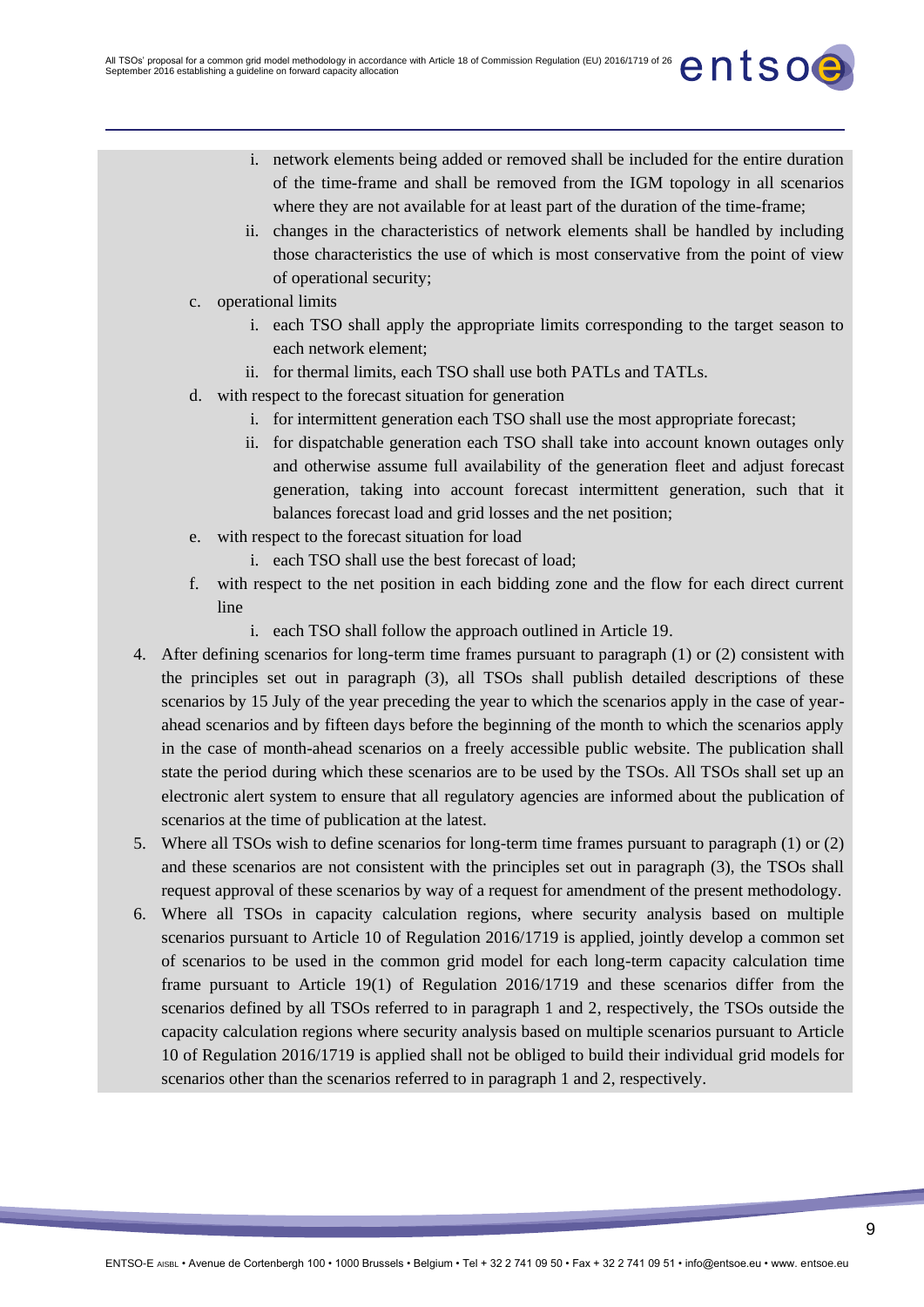i. network elements being added or removed shall be included for the entire duration of the time-frame and shall be removed from the IGM topology in all scenarios where they are not available for at least part of the duration of the time-frame;
   ii. changes in the characteristics of network elements shall be handled by including those characteristics the use of which is most conservative from the point of view of operational security;

c. operational limits
   i. each TSO shall apply the appropriate limits corresponding to the target season to each network element;
   ii. for thermal limits, each TSO shall use both PATLs and TATLs.

d. with respect to the forecast situation for generation
   i. for intermittent generation each TSO shall use the most appropriate forecast;
   ii. for dispatchable generation each TSO shall take into account known outages only and otherwise assume full availability of the generation fleet and adjust forecast generation, taking into account forecast intermittent generation, such that it balances forecast load and grid losses and the net position;

e. with respect to the forecast situation for load
   i. each TSO shall use the best forecast of load;

f. with respect to the net position in each bidding zone and the flow for each direct current line
   i. each TSO shall follow the approach outlined in Article 19.

4. After defining scenarios for long-term time frames pursuant to paragraph (1) or (2) consistent with the principles set out in paragraph (3), all TSOs shall publish detailed descriptions of these scenarios by 15 July of the year preceding the year to which the scenarios apply in the case of year-ahead scenarios and by fifteen days before the beginning of the month to which the scenarios apply in the case of month-ahead scenarios on a freely accessible public website. The publication shall state the period during which these scenarios are to be used by the TSOs. All TSOs shall set up an electronic alert system to ensure that all regulatory agencies are informed about the publication of scenarios at the time of publication at the latest.
5. Where all TSOs wish to define scenarios for long-term time frames pursuant to paragraph (1) or (2) and these scenarios are not consistent with the principles set out in paragraph (3), the TSOs shall request approval of these scenarios by way of a request for amendment of the present methodology.
6. Where all TSOs in capacity calculation regions, where security analysis based on multiple scenarios pursuant to Article 10 of Regulation 2016/1719 is applied, jointly develop a common set of scenarios to be used in the common grid model for each long-term capacity calculation time frame pursuant to Article 19(1) of Regulation 2016/1719 and these scenarios differ from the scenarios defined by all TSOs referred to in paragraph 1 and 2, respectively, the TSOs outside the capacity calculation regions where security analysis based on multiple scenarios pursuant to Article 10 of Regulation 2016/1719 is applied shall not be obliged to build their individual grid models for scenarios other than the scenarios referred to in paragraph 1 and 2, respectively.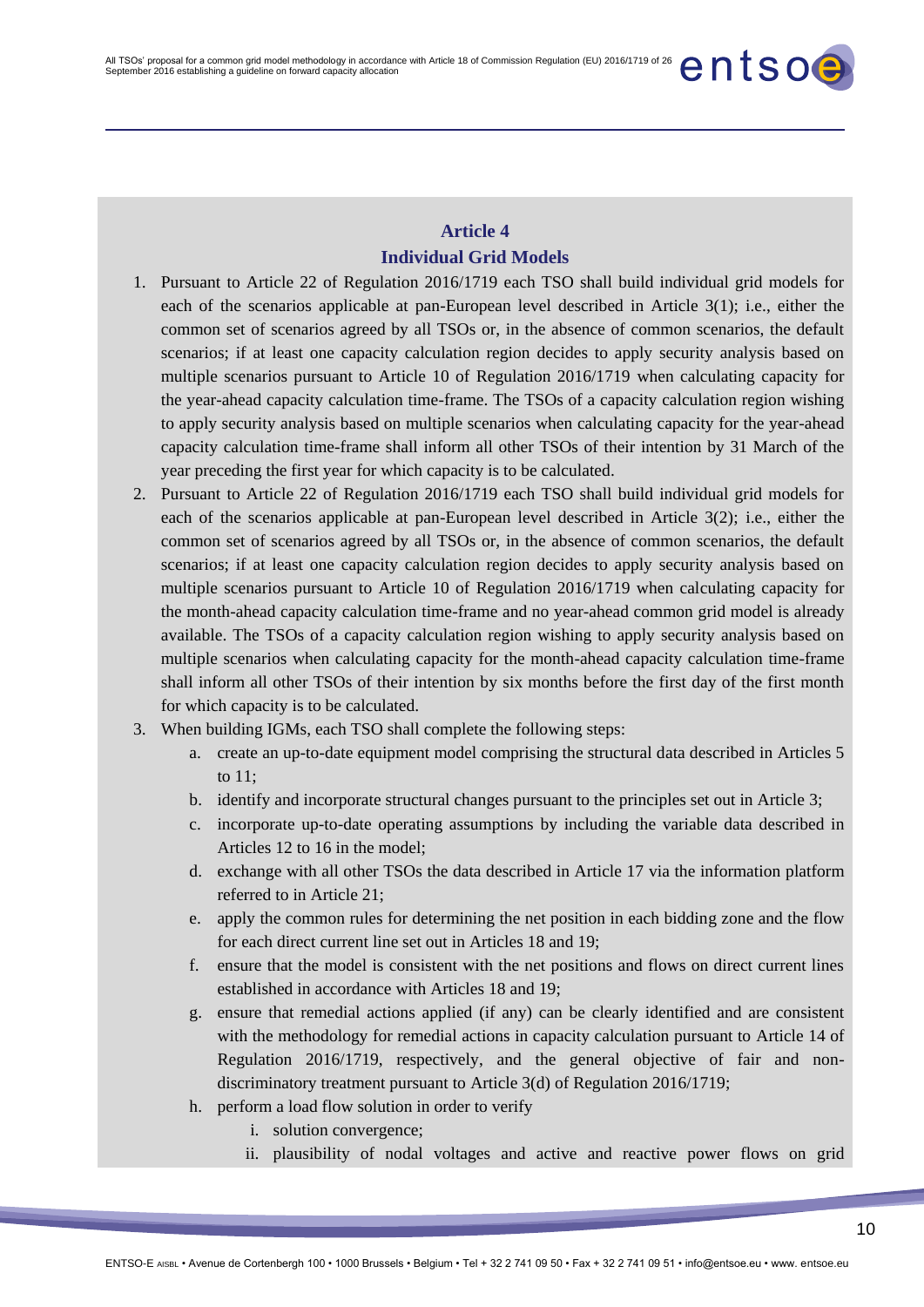## Article 4
## Individual Grid Models

1. Pursuant to Article 22 of Regulation 2016/1719 each TSO shall build individual grid models for each of the scenarios applicable at pan-European level described in Article 3(1); i.e., either the common set of scenarios agreed by all TSOs or, in the absence of common scenarios, the default scenarios; if at least one capacity calculation region decides to apply security analysis based on multiple scenarios pursuant to Article 10 of Regulation 2016/1719 when calculating capacity for the year-ahead capacity calculation time-frame. The TSOs of a capacity calculation region wishing to apply security analysis based on multiple scenarios when calculating capacity for the year-ahead capacity calculation time-frame shall inform all other TSOs of their intention by 31 March of the year preceding the first year for which capacity is to be calculated.
2. Pursuant to Article 22 of Regulation 2016/1719 each TSO shall build individual grid models for each of the scenarios applicable at pan-European level described in Article 3(2); i.e., either the common set of scenarios agreed by all TSOs or, in the absence of common scenarios, the default scenarios; if at least one capacity calculation region decides to apply security analysis based on multiple scenarios pursuant to Article 10 of Regulation 2016/1719 when calculating capacity for the month-ahead capacity calculation time-frame and no year-ahead common grid model is already available. The TSOs of a capacity calculation region wishing to apply security analysis based on multiple scenarios when calculating capacity for the month-ahead capacity calculation time-frame shall inform all other TSOs of their intention by six months before the first day of the first month for which capacity is to be calculated.
3. When building IGMs, each TSO shall complete the following steps:
    a. create an up-to-date equipment model comprising the structural data described in Articles 5 to 11;
    b. identify and incorporate structural changes pursuant to the principles set out in Article 3;
    c. incorporate up-to-date operating assumptions by including the variable data described in Articles 12 to 16 in the model;
    d. exchange with all other TSOs the data described in Article 17 via the information platform referred to in Article 21;
    e. apply the common rules for determining the net position in each bidding zone and the flow for each direct current line set out in Articles 18 and 19;
    f. ensure that the model is consistent with the net positions and flows on direct current lines established in accordance with Articles 18 and 19;
    g. ensure that remedial actions applied (if any) can be clearly identified and are consistent with the methodology for remedial actions in capacity calculation pursuant to Article 14 of Regulation 2016/1719, respectively, and the general objective of fair and non-discriminatory treatment pursuant to Article 3(d) of Regulation 2016/1719;
    h. perform a load flow solution in order to verify
        i. solution convergence;
        ii. plausibility of nodal voltages and active and reactive power flows on grid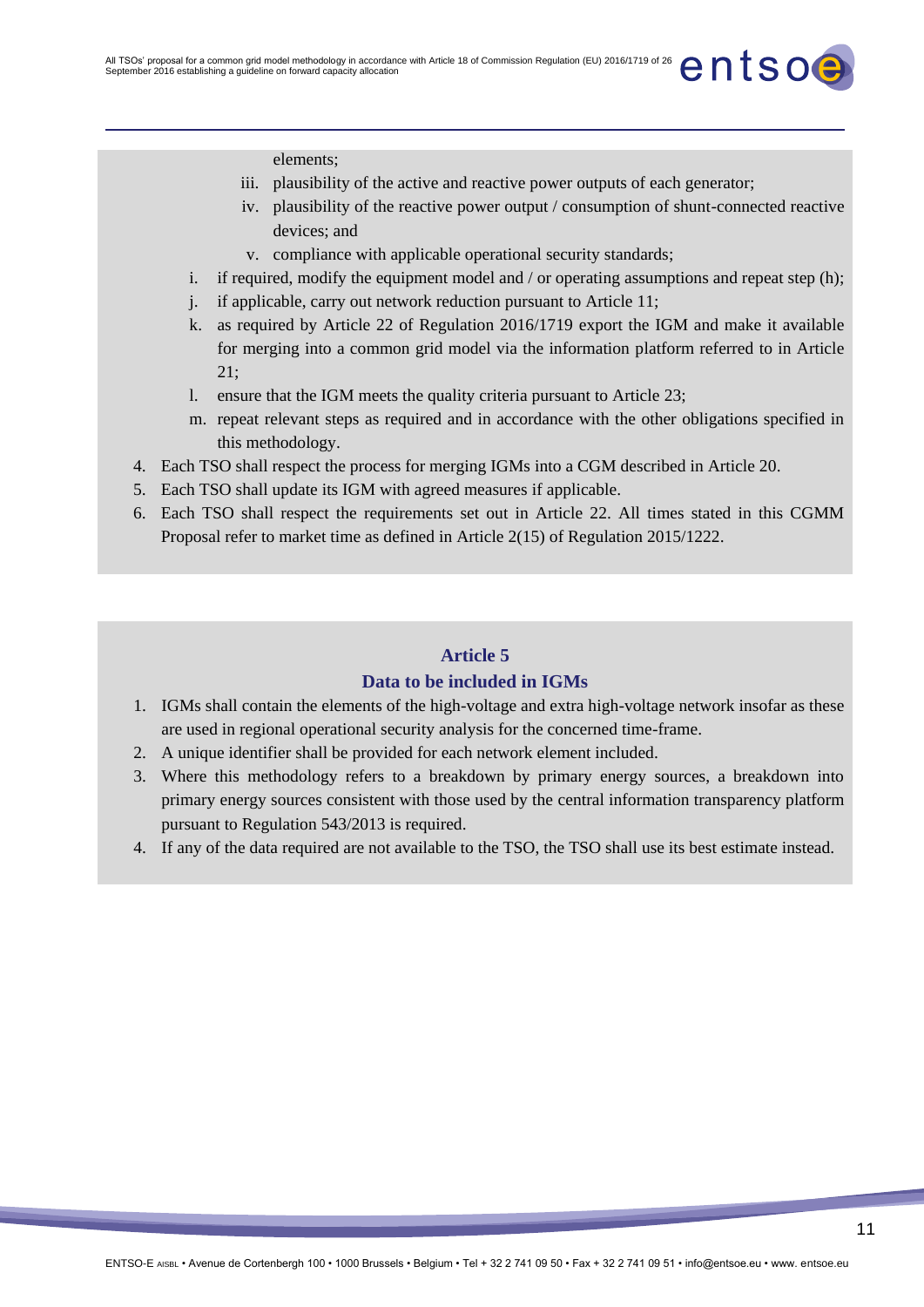elements;

   iii. plausibility of the active and reactive power outputs of each generator;
   iv. plausibility of the reactive power output / consumption of shunt-connected reactive devices; and
   v. compliance with applicable operational security standards;

i. if required, modify the equipment model and / or operating assumptions and repeat step (h);
j. if applicable, carry out network reduction pursuant to Article 11;
k. as required by Article 22 of Regulation 2016/1719 export the IGM and make it available for merging into a common grid model via the information platform referred to in Article 21;
l. ensure that the IGM meets the quality criteria pursuant to Article 23;
m. repeat relevant steps as required and in accordance with the other obligations specified in this methodology.

4. Each TSO shall respect the process for merging IGMs into a CGM described in Article 20.
5. Each TSO shall update its IGM with agreed measures if applicable.
6. Each TSO shall respect the requirements set out in Article 22. All times stated in this CGMM Proposal refer to market time as defined in Article 2(15) of Regulation 2015/1222.

## Article 5
## Data to be included in IGMs

1. IGMs shall contain the elements of the high-voltage and extra high-voltage network insofar as these are used in regional operational security analysis for the concerned time-frame.
2. A unique identifier shall be provided for each network element included.
3. Where this methodology refers to a breakdown by primary energy sources, a breakdown into primary energy sources consistent with those used by the central information transparency platform pursuant to Regulation 543/2013 is required.
4. If any of the data required are not available to the TSO, the TSO shall use its best estimate instead.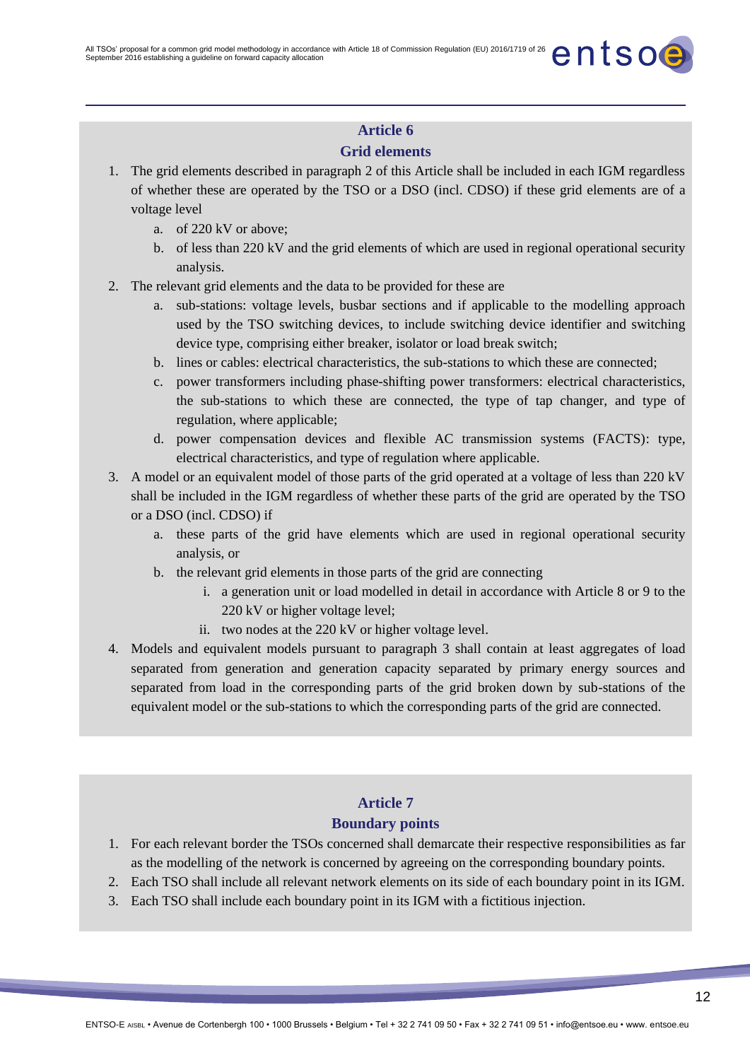## Article 6
## Grid elements

1. The grid elements described in paragraph 2 of this Article shall be included in each IGM regardless of whether these are operated by the TSO or a DSO (incl. CDSO) if these grid elements are of a voltage level
   a. of 220 kV or above;
   b. of less than 220 kV and the grid elements of which are used in regional operational security analysis.
2. The relevant grid elements and the data to be provided for these are
   a. sub-stations: voltage levels, busbar sections and if applicable to the modelling approach used by the TSO switching devices, to include switching device identifier and switching device type, comprising either breaker, isolator or load break switch;
   b. lines or cables: electrical characteristics, the sub-stations to which these are connected;
   c. power transformers including phase-shifting power transformers: electrical characteristics, the sub-stations to which these are connected, the type of tap changer, and type of regulation, where applicable;
   d. power compensation devices and flexible AC transmission systems (FACTS): type, electrical characteristics, and type of regulation where applicable.
3. A model or an equivalent model of those parts of the grid operated at a voltage of less than 220 kV shall be included in the IGM regardless of whether these parts of the grid are operated by the TSO or a DSO (incl. CDSO) if
   a. these parts of the grid have elements which are used in regional operational security analysis, or
   b. the relevant grid elements in those parts of the grid are connecting
      i. a generation unit or load modelled in detail in accordance with Article 8 or 9 to the 220 kV or higher voltage level;
      ii. two nodes at the 220 kV or higher voltage level.
4. Models and equivalent models pursuant to paragraph 3 shall contain at least aggregates of load separated from generation and generation capacity separated by primary energy sources and separated from load in the corresponding parts of the grid broken down by sub-stations of the equivalent model or the sub-stations to which the corresponding parts of the grid are connected.

## Article 7
## Boundary points

1. For each relevant border the TSOs concerned shall demarcate their respective responsibilities as far as the modelling of the network is concerned by agreeing on the corresponding boundary points.
2. Each TSO shall include all relevant network elements on its side of each boundary point in its IGM.
3. Each TSO shall include each boundary point in its IGM with a fictitious injection.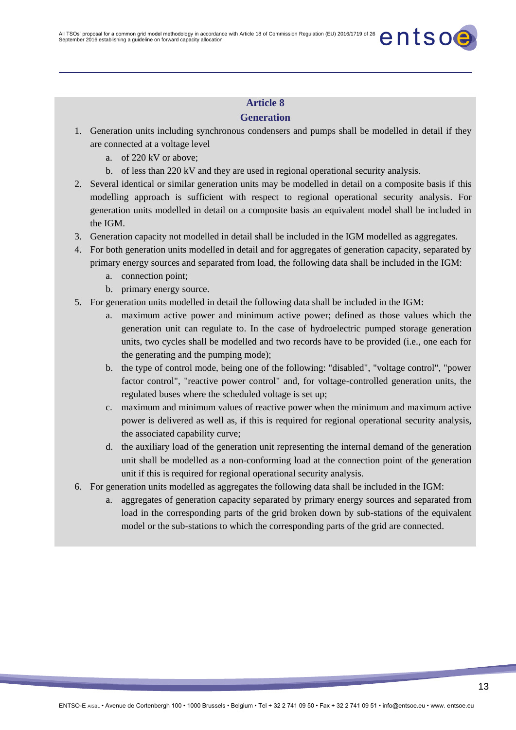## Article 8
## Generation

1. Generation units including synchronous condensers and pumps shall be modelled in detail if they are connected at a voltage level
   a. of 220 kV or above;
   b. of less than 220 kV and they are used in regional operational security analysis.
2. Several identical or similar generation units may be modelled in detail on a composite basis if this modelling approach is sufficient with respect to regional operational security analysis. For generation units modelled in detail on a composite basis an equivalent model shall be included in the IGM.
3. Generation capacity not modelled in detail shall be included in the IGM modelled as aggregates.
4. For both generation units modelled in detail and for aggregates of generation capacity, separated by primary energy sources and separated from load, the following data shall be included in the IGM:
   a. connection point;
   b. primary energy source.
5. For generation units modelled in detail the following data shall be included in the IGM:
   a. maximum active power and minimum active power; defined as those values which the generation unit can regulate to. In the case of hydroelectric pumped storage generation units, two cycles shall be modelled and two records have to be provided (i.e., one each for the generating and the pumping mode);
   b. the type of control mode, being one of the following: "disabled", "voltage control", "power factor control", "reactive power control" and, for voltage-controlled generation units, the regulated buses where the scheduled voltage is set up;
   c. maximum and minimum values of reactive power when the minimum and maximum active power is delivered as well as, if this is required for regional operational security analysis, the associated capability curve;
   d. the auxiliary load of the generation unit representing the internal demand of the generation unit shall be modelled as a non-conforming load at the connection point of the generation unit if this is required for regional operational security analysis.
6. For generation units modelled as aggregates the following data shall be included in the IGM:
   a. aggregates of generation capacity separated by primary energy sources and separated from load in the corresponding parts of the grid broken down by sub-stations of the equivalent model or the sub-stations to which the corresponding parts of the grid are connected.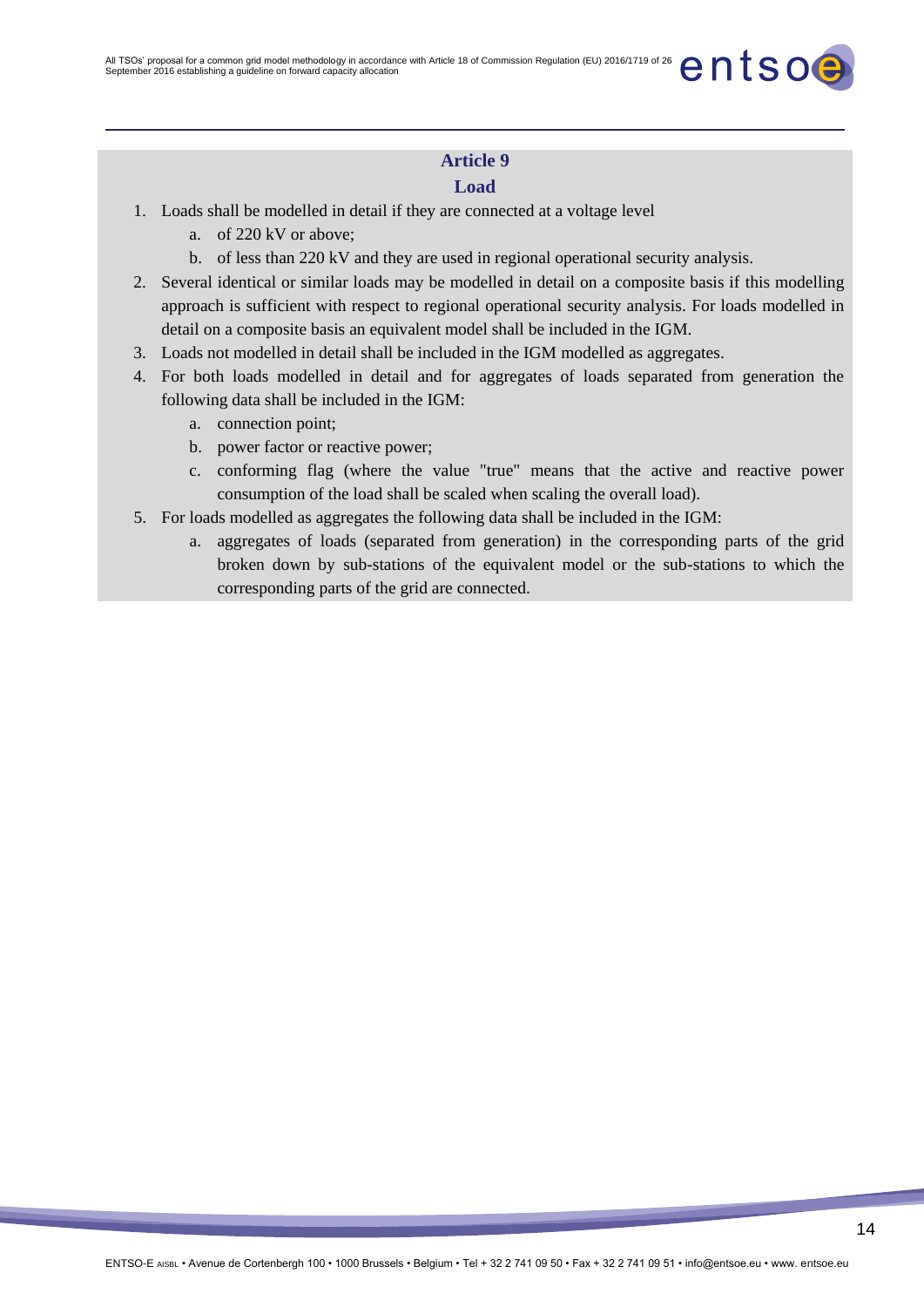## Article 9

## Load

1. Loads shall be modelled in detail if they are connected at a voltage level
   a. of 220 kV or above;
   b. of less than 220 kV and they are used in regional operational security analysis.
2. Several identical or similar loads may be modelled in detail on a composite basis if this modelling approach is sufficient with respect to regional operational security analysis. For loads modelled in detail on a composite basis an equivalent model shall be included in the IGM.
3. Loads not modelled in detail shall be included in the IGM modelled as aggregates.
4. For both loads modelled in detail and for aggregates of loads separated from generation the following data shall be included in the IGM:
   a. connection point;
   b. power factor or reactive power;
   c. conforming flag (where the value "true" means that the active and reactive power consumption of the load shall be scaled when scaling the overall load).
5. For loads modelled as aggregates the following data shall be included in the IGM:
   a. aggregates of loads (separated from generation) in the corresponding parts of the grid broken down by sub-stations of the equivalent model or the sub-stations to which the corresponding parts of the grid are connected.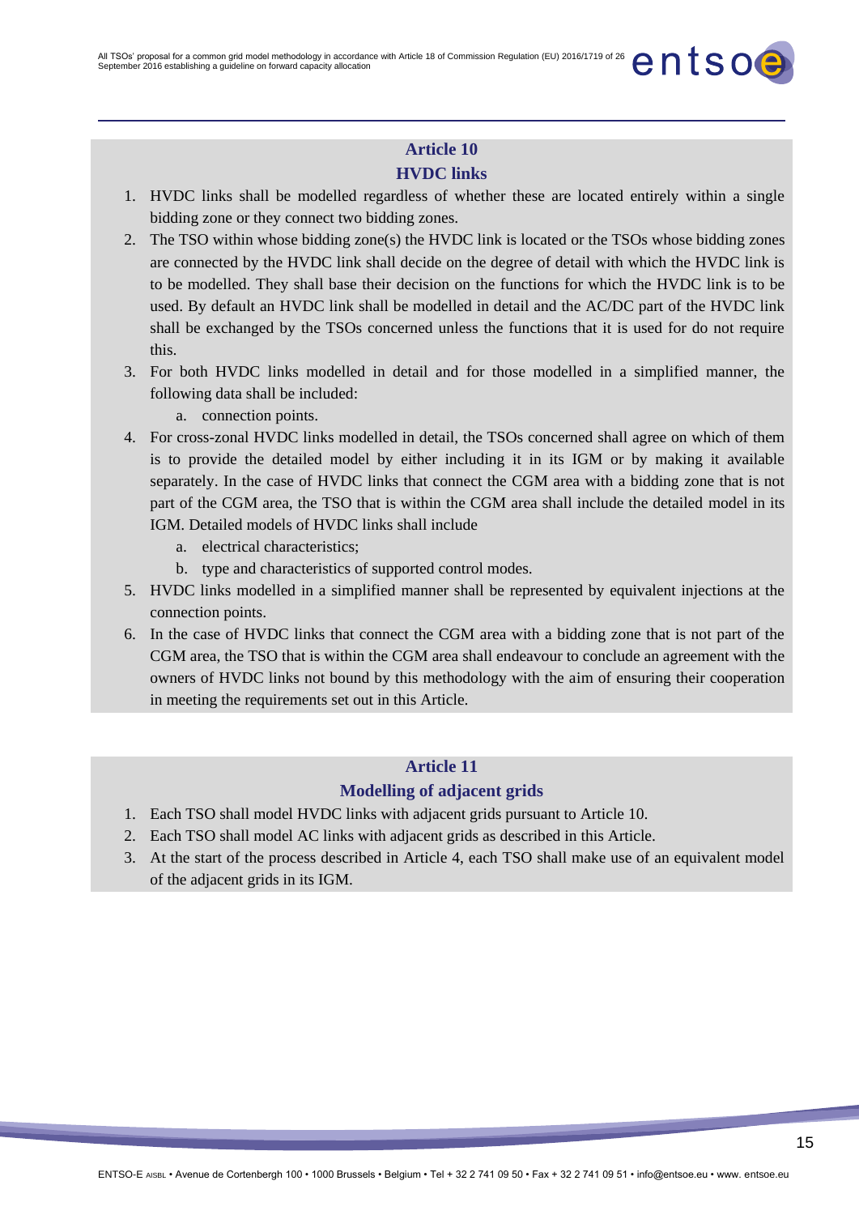## Article 10
## HVDC links

1. HVDC links shall be modelled regardless of whether these are located entirely within a single bidding zone or they connect two bidding zones.
2. The TSO within whose bidding zone(s) the HVDC link is located or the TSOs whose bidding zones are connected by the HVDC link shall decide on the degree of detail with which the HVDC link is to be modelled. They shall base their decision on the functions for which the HVDC link is to be used. By default an HVDC link shall be modelled in detail and the AC/DC part of the HVDC link shall be exchanged by the TSOs concerned unless the functions that it is used for do not require this.
3. For both HVDC links modelled in detail and for those modelled in a simplified manner, the following data shall be included:
    a. connection points.
4. For cross-zonal HVDC links modelled in detail, the TSOs concerned shall agree on which of them is to provide the detailed model by either including it in its IGM or by making it available separately. In the case of HVDC links that connect the CGM area with a bidding zone that is not part of the CGM area, the TSO that is within the CGM area shall include the detailed model in its IGM. Detailed models of HVDC links shall include
    a. electrical characteristics;
    b. type and characteristics of supported control modes.
5. HVDC links modelled in a simplified manner shall be represented by equivalent injections at the connection points.
6. In the case of HVDC links that connect the CGM area with a bidding zone that is not part of the CGM area, the TSO that is within the CGM area shall endeavour to conclude an agreement with the owners of HVDC links not bound by this methodology with the aim of ensuring their cooperation in meeting the requirements set out in this Article.

## Article 11
## Modelling of adjacent grids

1. Each TSO shall model HVDC links with adjacent grids pursuant to Article 10.
2. Each TSO shall model AC links with adjacent grids as described in this Article.
3. At the start of the process described in Article 4, each TSO shall make use of an equivalent model of the adjacent grids in its IGM.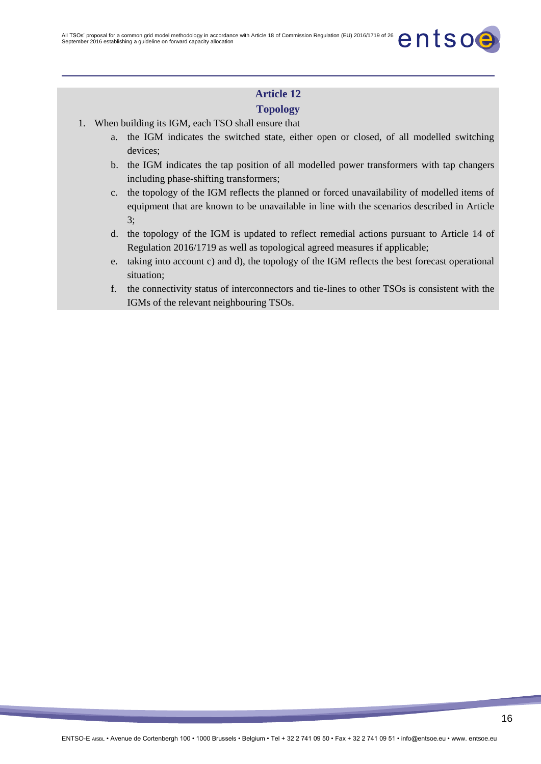## Article 12
## Topology

1. When building its IGM, each TSO shall ensure that
    a. the IGM indicates the switched state, either open or closed, of all modelled switching devices;
    b. the IGM indicates the tap position of all modelled power transformers with tap changers including phase-shifting transformers;
    c. the topology of the IGM reflects the planned or forced unavailability of modelled items of equipment that are known to be unavailable in line with the scenarios described in Article 3;
    d. the topology of the IGM is updated to reflect remedial actions pursuant to Article 14 of Regulation 2016/1719 as well as topological agreed measures if applicable;
    e. taking into account c) and d), the topology of the IGM reflects the best forecast operational situation;
    f. the connectivity status of interconnectors and tie-lines to other TSOs is consistent with the IGMs of the relevant neighbouring TSOs.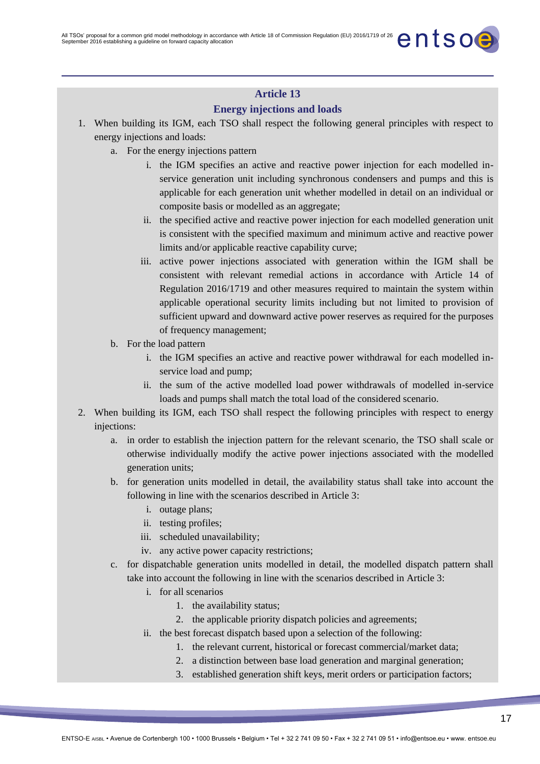## Article 13

## Energy injections and loads

1. When building its IGM, each TSO shall respect the following general principles with respect to energy injections and loads:
   a. For the energy injections pattern
      i. the IGM specifies an active and reactive power injection for each modelled in-service generation unit including synchronous condensers and pumps and this is applicable for each generation unit whether modelled in detail on an individual or composite basis or modelled as an aggregate;
      ii. the specified active and reactive power injection for each modelled generation unit is consistent with the specified maximum and minimum active and reactive power limits and/or applicable reactive capability curve;
      iii. active power injections associated with generation within the IGM shall be consistent with relevant remedial actions in accordance with Article 14 of Regulation 2016/1719 and other measures required to maintain the system within applicable operational security limits including but not limited to provision of sufficient upward and downward active power reserves as required for the purposes of frequency management;
   b. For the load pattern
      i. the IGM specifies an active and reactive power withdrawal for each modelled in-service load and pump;
      ii. the sum of the active modelled load power withdrawals of modelled in-service loads and pumps shall match the total load of the considered scenario.
2. When building its IGM, each TSO shall respect the following principles with respect to energy injections:
   a. in order to establish the injection pattern for the relevant scenario, the TSO shall scale or otherwise individually modify the active power injections associated with the modelled generation units;
   b. for generation units modelled in detail, the availability status shall take into account the following in line with the scenarios described in Article 3:
      i. outage plans;
      ii. testing profiles;
      iii. scheduled unavailability;
      iv. any active power capacity restrictions;
   c. for dispatchable generation units modelled in detail, the modelled dispatch pattern shall take into account the following in line with the scenarios described in Article 3:
      i. for all scenarios
         1. the availability status;
         2. the applicable priority dispatch policies and agreements;
      ii. the best forecast dispatch based upon a selection of the following:
         1. the relevant current, historical or forecast commercial/market data;
         2. a distinction between base load generation and marginal generation;
         3. established generation shift keys, merit orders or participation factors;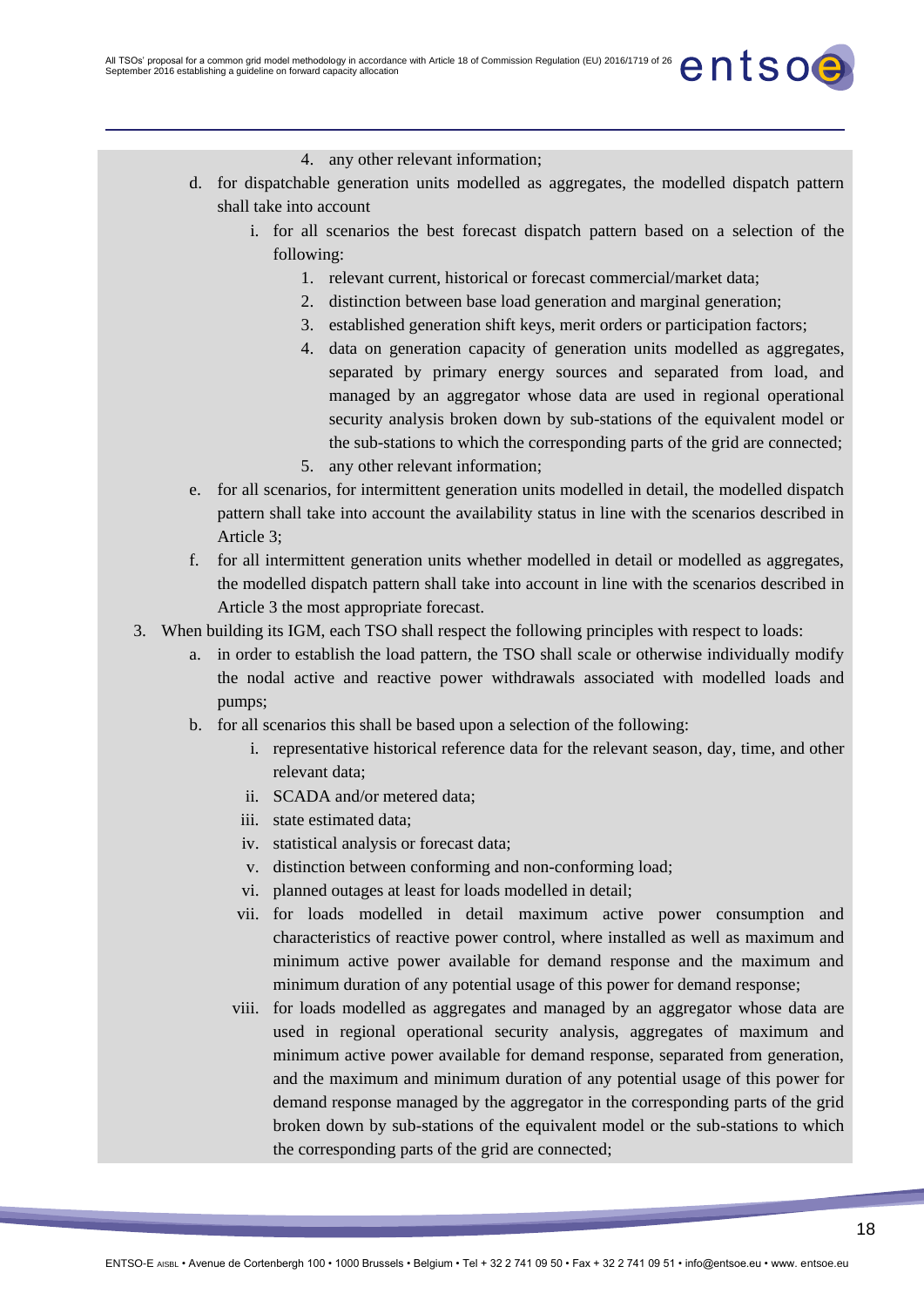4. any other relevant information;

d. for dispatchable generation units modelled as aggregates, the modelled dispatch pattern shall take into account

   i. for all scenarios the best forecast dispatch pattern based on a selection of the following:

      1. relevant current, historical or forecast commercial/market data;
      2. distinction between base load generation and marginal generation;
      3. established generation shift keys, merit orders or participation factors;
      4. data on generation capacity of generation units modelled as aggregates, separated by primary energy sources and separated from load, and managed by an aggregator whose data are used in regional operational security analysis broken down by sub-stations of the equivalent model or the sub-stations to which the corresponding parts of the grid are connected;
      5. any other relevant information;

e. for all scenarios, for intermittent generation units modelled in detail, the modelled dispatch pattern shall take into account the availability status in line with the scenarios described in Article 3;

f. for all intermittent generation units whether modelled in detail or modelled as aggregates, the modelled dispatch pattern shall take into account in line with the scenarios described in Article 3 the most appropriate forecast.

3. When building its IGM, each TSO shall respect the following principles with respect to loads:

   a. in order to establish the load pattern, the TSO shall scale or otherwise individually modify the nodal active and reactive power withdrawals associated with modelled loads and pumps;

   b. for all scenarios this shall be based upon a selection of the following:

      i. representative historical reference data for the relevant season, day, time, and other relevant data;
      ii. SCADA and/or metered data;
      iii. state estimated data;
      iv. statistical analysis or forecast data;
      v. distinction between conforming and non-conforming load;
      vi. planned outages at least for loads modelled in detail;
      vii. for loads modelled in detail maximum active power consumption and characteristics of reactive power control, where installed as well as maximum and minimum active power available for demand response and the maximum and minimum duration of any potential usage of this power for demand response;
      viii. for loads modelled as aggregates and managed by an aggregator whose data are used in regional operational security analysis, aggregates of maximum and minimum active power available for demand response, separated from generation, and the maximum and minimum duration of any potential usage of this power for demand response managed by the aggregator in the corresponding parts of the grid broken down by sub-stations of the equivalent model or the sub-stations to which the corresponding parts of the grid are connected;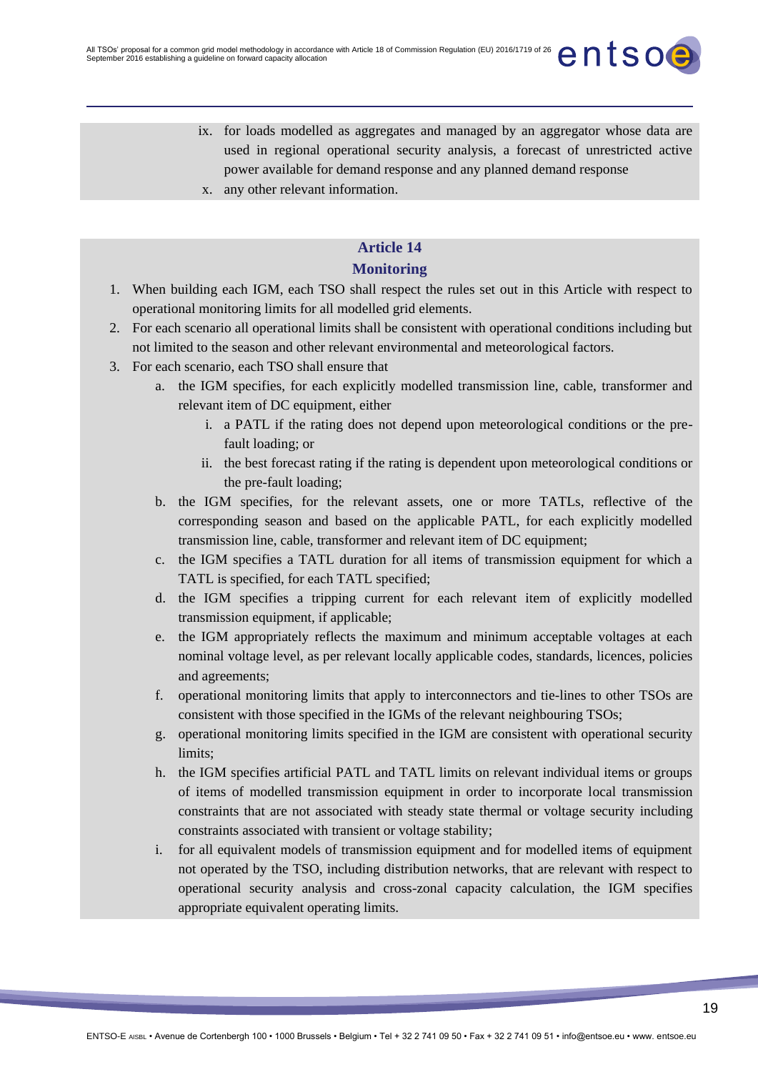ix. for loads modelled as aggregates and managed by an aggregator whose data are used in regional operational security analysis, a forecast of unrestricted active power available for demand response and any planned demand response

x. any other relevant information.

## Article 14
## Monitoring

1. When building each IGM, each TSO shall respect the rules set out in this Article with respect to operational monitoring limits for all modelled grid elements.
2. For each scenario all operational limits shall be consistent with operational conditions including but not limited to the season and other relevant environmental and meteorological factors.
3. For each scenario, each TSO shall ensure that
   a. the IGM specifies, for each explicitly modelled transmission line, cable, transformer and relevant item of DC equipment, either
      i. a PATL if the rating does not depend upon meteorological conditions or the pre-fault loading; or
      ii. the best forecast rating if the rating is dependent upon meteorological conditions or the pre-fault loading;
   b. the IGM specifies, for the relevant assets, one or more TATLs, reflective of the corresponding season and based on the applicable PATL, for each explicitly modelled transmission line, cable, transformer and relevant item of DC equipment;
   c. the IGM specifies a TATL duration for all items of transmission equipment for which a TATL is specified, for each TATL specified;
   d. the IGM specifies a tripping current for each relevant item of explicitly modelled transmission equipment, if applicable;
   e. the IGM appropriately reflects the maximum and minimum acceptable voltages at each nominal voltage level, as per relevant locally applicable codes, standards, licences, policies and agreements;
   f. operational monitoring limits that apply to interconnectors and tie-lines to other TSOs are consistent with those specified in the IGMs of the relevant neighbouring TSOs;
   g. operational monitoring limits specified in the IGM are consistent with operational security limits;
   h. the IGM specifies artificial PATL and TATL limits on relevant individual items or groups of items of modelled transmission equipment in order to incorporate local transmission constraints that are not associated with steady state thermal or voltage security including constraints associated with transient or voltage stability;
   i. for all equivalent models of transmission equipment and for modelled items of equipment not operated by the TSO, including distribution networks, that are relevant with respect to operational security analysis and cross-zonal capacity calculation, the IGM specifies appropriate equivalent operating limits.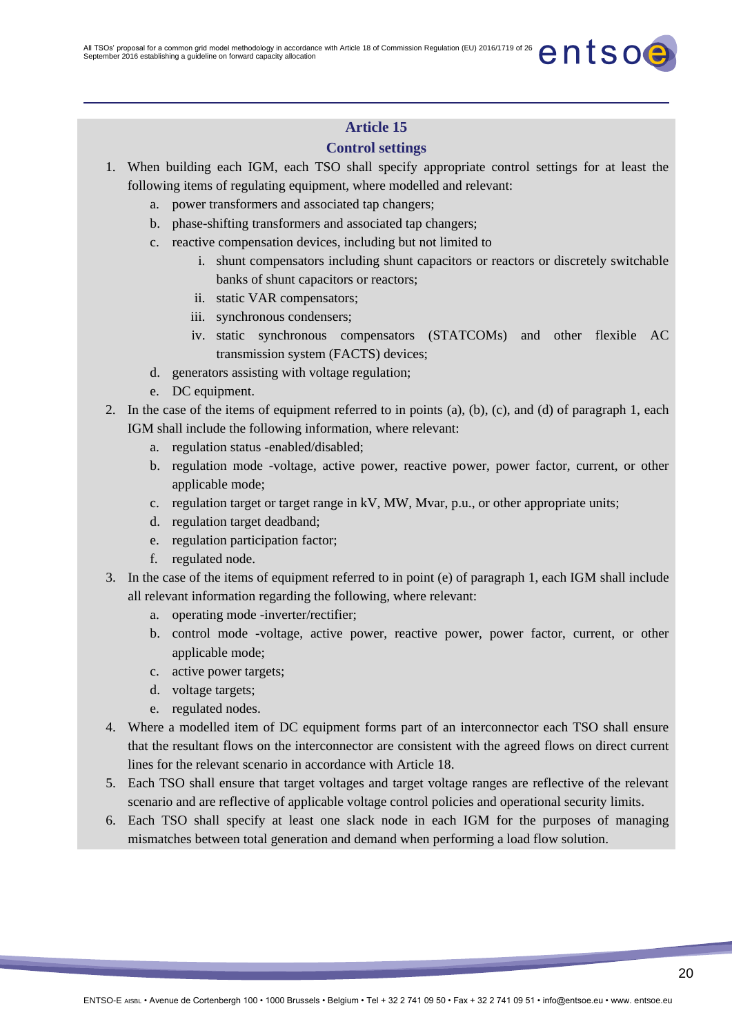## Article 15

## Control settings

1. When building each IGM, each TSO shall specify appropriate control settings for at least the following items of regulating equipment, where modelled and relevant:
   a. power transformers and associated tap changers;
   b. phase-shifting transformers and associated tap changers;
   c. reactive compensation devices, including but not limited to
      i. shunt compensators including shunt capacitors or reactors or discretely switchable banks of shunt capacitors or reactors;
      ii. static VAR compensators;
      iii. synchronous condensers;
      iv. static synchronous compensators (STATCOMs) and other flexible AC transmission system (FACTS) devices;
   d. generators assisting with voltage regulation;
   e. DC equipment.
2. In the case of the items of equipment referred to in points (a), (b), (c), and (d) of paragraph 1, each IGM shall include the following information, where relevant:
   a. regulation status -enabled/disabled;
   b. regulation mode -voltage, active power, reactive power, power factor, current, or other applicable mode;
   c. regulation target or target range in kV, MW, Mvar, p.u., or other appropriate units;
   d. regulation target deadband;
   e. regulation participation factor;
   f. regulated node.
3. In the case of the items of equipment referred to in point (e) of paragraph 1, each IGM shall include all relevant information regarding the following, where relevant:
   a. operating mode -inverter/rectifier;
   b. control mode -voltage, active power, reactive power, power factor, current, or other applicable mode;
   c. active power targets;
   d. voltage targets;
   e. regulated nodes.
4. Where a modelled item of DC equipment forms part of an interconnector each TSO shall ensure that the resultant flows on the interconnector are consistent with the agreed flows on direct current lines for the relevant scenario in accordance with Article 18.
5. Each TSO shall ensure that target voltages and target voltage ranges are reflective of the relevant scenario and are reflective of applicable voltage control policies and operational security limits.
6. Each TSO shall specify at least one slack node in each IGM for the purposes of managing mismatches between total generation and demand when performing a load flow solution.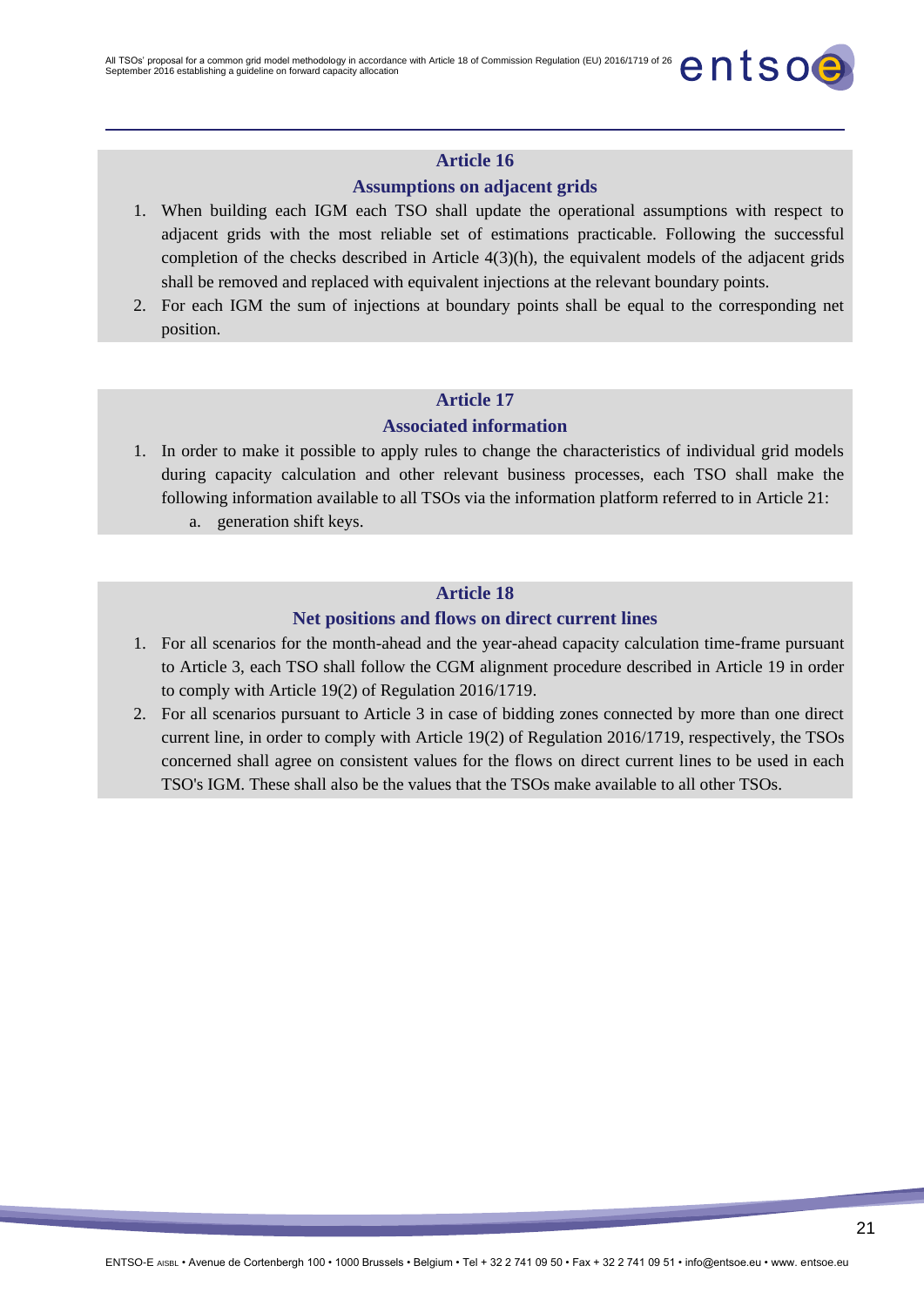## Article 16

### Assumptions on adjacent grids

1. When building each IGM each TSO shall update the operational assumptions with respect to adjacent grids with the most reliable set of estimations practicable. Following the successful completion of the checks described in Article 4(3)(h), the equivalent models of the adjacent grids shall be removed and replaced with equivalent injections at the relevant boundary points.
2. For each IGM the sum of injections at boundary points shall be equal to the corresponding net position.

## Article 17

### Associated information

1. In order to make it possible to apply rules to change the characteristics of individual grid models during capacity calculation and other relevant business processes, each TSO shall make the following information available to all TSOs via the information platform referred to in Article 21:
    a. generation shift keys.

## Article 18

### Net positions and flows on direct current lines

1. For all scenarios for the month-ahead and the year-ahead capacity calculation time-frame pursuant to Article 3, each TSO shall follow the CGM alignment procedure described in Article 19 in order to comply with Article 19(2) of Regulation 2016/1719.
2. For all scenarios pursuant to Article 3 in case of bidding zones connected by more than one direct current line, in order to comply with Article 19(2) of Regulation 2016/1719, respectively, the TSOs concerned shall agree on consistent values for the flows on direct current lines to be used in each TSO's IGM. These shall also be the values that the TSOs make available to all other TSOs.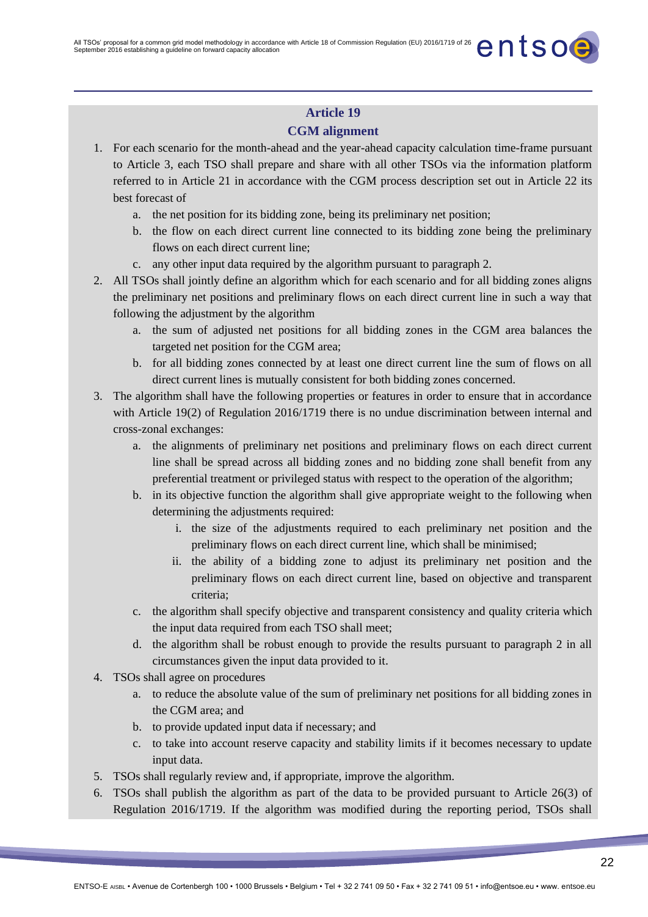## Article 19

## CGM alignment

1. For each scenario for the month-ahead and the year-ahead capacity calculation time-frame pursuant to Article 3, each TSO shall prepare and share with all other TSOs via the information platform referred to in Article 21 in accordance with the CGM process description set out in Article 22 its best forecast of
   a. the net position for its bidding zone, being its preliminary net position;
   b. the flow on each direct current line connected to its bidding zone being the preliminary flows on each direct current line;
   c. any other input data required by the algorithm pursuant to paragraph 2.
2. All TSOs shall jointly define an algorithm which for each scenario and for all bidding zones aligns the preliminary net positions and preliminary flows on each direct current line in such a way that following the adjustment by the algorithm
   a. the sum of adjusted net positions for all bidding zones in the CGM area balances the targeted net position for the CGM area;
   b. for all bidding zones connected by at least one direct current line the sum of flows on all direct current lines is mutually consistent for both bidding zones concerned.
3. The algorithm shall have the following properties or features in order to ensure that in accordance with Article 19(2) of Regulation 2016/1719 there is no undue discrimination between internal and cross-zonal exchanges:
   a. the alignments of preliminary net positions and preliminary flows on each direct current line shall be spread across all bidding zones and no bidding zone shall benefit from any preferential treatment or privileged status with respect to the operation of the algorithm;
   b. in its objective function the algorithm shall give appropriate weight to the following when determining the adjustments required:
      i. the size of the adjustments required to each preliminary net position and the preliminary flows on each direct current line, which shall be minimised;
      ii. the ability of a bidding zone to adjust its preliminary net position and the preliminary flows on each direct current line, based on objective and transparent criteria;
   c. the algorithm shall specify objective and transparent consistency and quality criteria which the input data required from each TSO shall meet;
   d. the algorithm shall be robust enough to provide the results pursuant to paragraph 2 in all circumstances given the input data provided to it.
4. TSOs shall agree on procedures
   a. to reduce the absolute value of the sum of preliminary net positions for all bidding zones in the CGM area; and
   b. to provide updated input data if necessary; and
   c. to take into account reserve capacity and stability limits if it becomes necessary to update input data.
5. TSOs shall regularly review and, if appropriate, improve the algorithm.
6. TSOs shall publish the algorithm as part of the data to be provided pursuant to Article 26(3) of Regulation 2016/1719. If the algorithm was modified during the reporting period, TSOs shall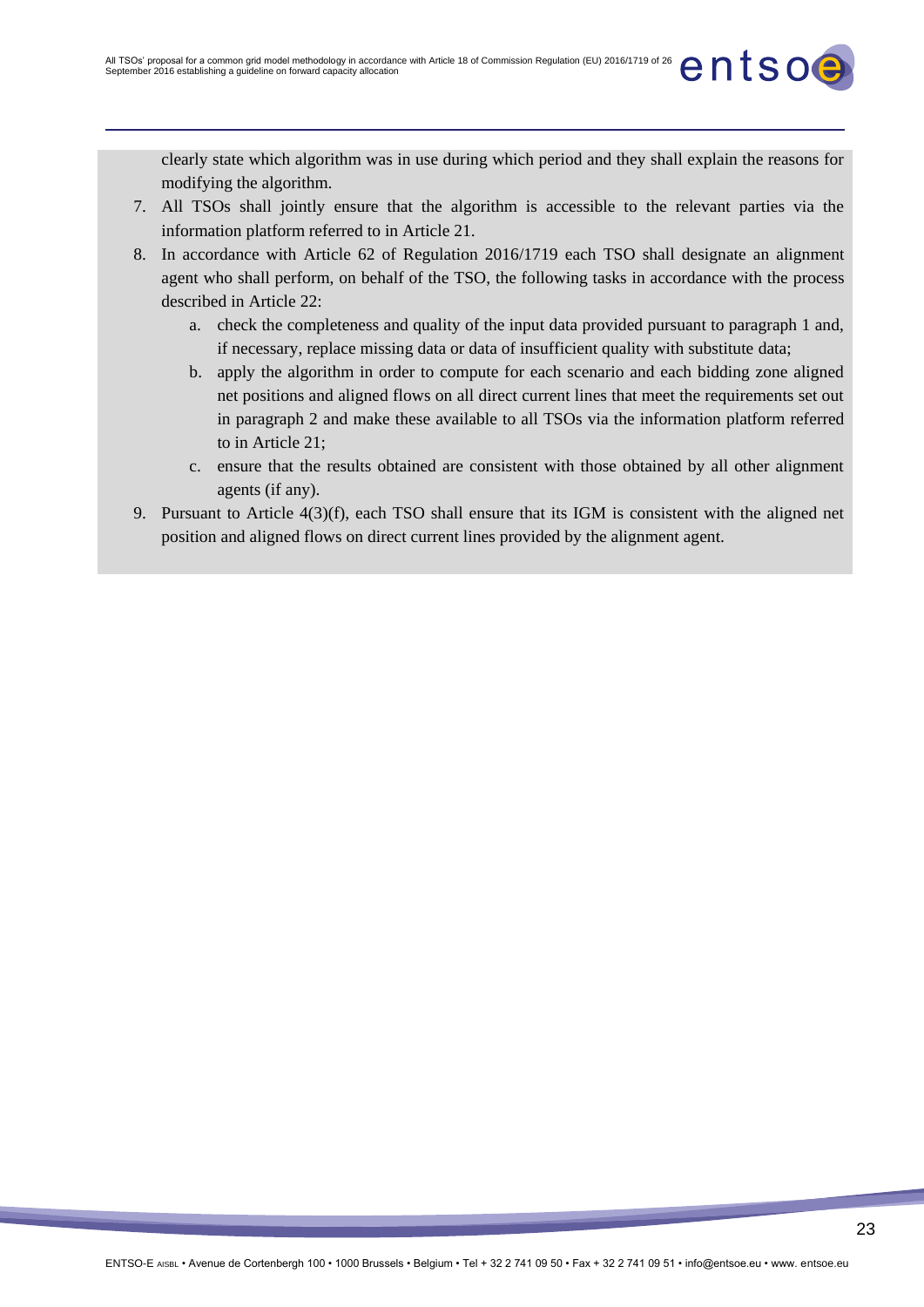clearly state which algorithm was in use during which period and they shall explain the reasons for modifying the algorithm.

7. All TSOs shall jointly ensure that the algorithm is accessible to the relevant parties via the information platform referred to in Article 21.
8. In accordance with Article 62 of Regulation 2016/1719 each TSO shall designate an alignment agent who shall perform, on behalf of the TSO, the following tasks in accordance with the process described in Article 22:
   a. check the completeness and quality of the input data provided pursuant to paragraph 1 and, if necessary, replace missing data or data of insufficient quality with substitute data;
   b. apply the algorithm in order to compute for each scenario and each bidding zone aligned net positions and aligned flows on all direct current lines that meet the requirements set out in paragraph 2 and make these available to all TSOs via the information platform referred to in Article 21;
   c. ensure that the results obtained are consistent with those obtained by all other alignment agents (if any).
9. Pursuant to Article 4(3)(f), each TSO shall ensure that its IGM is consistent with the aligned net position and aligned flows on direct current lines provided by the alignment agent.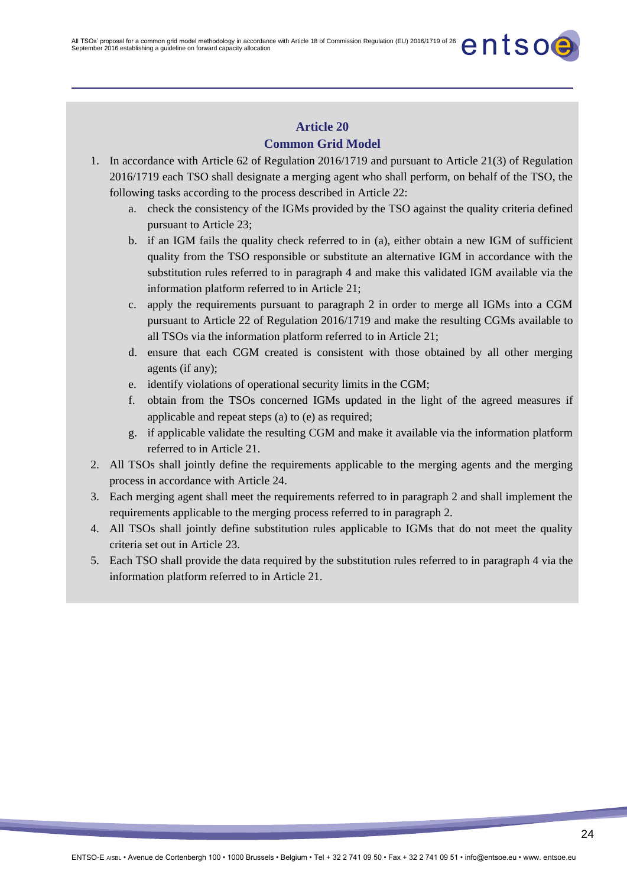## Article 20
## Common Grid Model

1. In accordance with Article 62 of Regulation 2016/1719 and pursuant to Article 21(3) of Regulation 2016/1719 each TSO shall designate a merging agent who shall perform, on behalf of the TSO, the following tasks according to the process described in Article 22:
   a. check the consistency of the IGMs provided by the TSO against the quality criteria defined pursuant to Article 23;
   b. if an IGM fails the quality check referred to in (a), either obtain a new IGM of sufficient quality from the TSO responsible or substitute an alternative IGM in accordance with the substitution rules referred to in paragraph 4 and make this validated IGM available via the information platform referred to in Article 21;
   c. apply the requirements pursuant to paragraph 2 in order to merge all IGMs into a CGM pursuant to Article 22 of Regulation 2016/1719 and make the resulting CGMs available to all TSOs via the information platform referred to in Article 21;
   d. ensure that each CGM created is consistent with those obtained by all other merging agents (if any);
   e. identify violations of operational security limits in the CGM;
   f. obtain from the TSOs concerned IGMs updated in the light of the agreed measures if applicable and repeat steps (a) to (e) as required;
   g. if applicable validate the resulting CGM and make it available via the information platform referred to in Article 21.
2. All TSOs shall jointly define the requirements applicable to the merging agents and the merging process in accordance with Article 24.
3. Each merging agent shall meet the requirements referred to in paragraph 2 and shall implement the requirements applicable to the merging process referred to in paragraph 2.
4. All TSOs shall jointly define substitution rules applicable to IGMs that do not meet the quality criteria set out in Article 23.
5. Each TSO shall provide the data required by the substitution rules referred to in paragraph 4 via the information platform referred to in Article 21.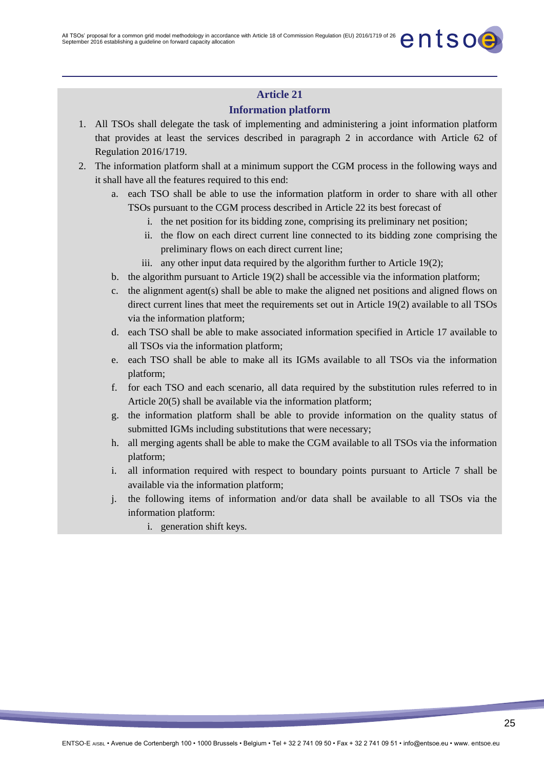## Article 21

## Information platform

1. All TSOs shall delegate the task of implementing and administering a joint information platform that provides at least the services described in paragraph 2 in accordance with Article 62 of Regulation 2016/1719.
2. The information platform shall at a minimum support the CGM process in the following ways and it shall have all the features required to this end:
   a. each TSO shall be able to use the information platform in order to share with all other TSOs pursuant to the CGM process described in Article 22 its best forecast of
      i. the net position for its bidding zone, comprising its preliminary net position;
      ii. the flow on each direct current line connected to its bidding zone comprising the preliminary flows on each direct current line;
      iii. any other input data required by the algorithm further to Article 19(2);
   b. the algorithm pursuant to Article 19(2) shall be accessible via the information platform;
   c. the alignment agent(s) shall be able to make the aligned net positions and aligned flows on direct current lines that meet the requirements set out in Article 19(2) available to all TSOs via the information platform;
   d. each TSO shall be able to make associated information specified in Article 17 available to all TSOs via the information platform;
   e. each TSO shall be able to make all its IGMs available to all TSOs via the information platform;
   f. for each TSO and each scenario, all data required by the substitution rules referred to in Article 20(5) shall be available via the information platform;
   g. the information platform shall be able to provide information on the quality status of submitted IGMs including substitutions that were necessary;
   h. all merging agents shall be able to make the CGM available to all TSOs via the information platform;
   i. all information required with respect to boundary points pursuant to Article 7 shall be available via the information platform;
   j. the following items of information and/or data shall be available to all TSOs via the information platform:
      i. generation shift keys.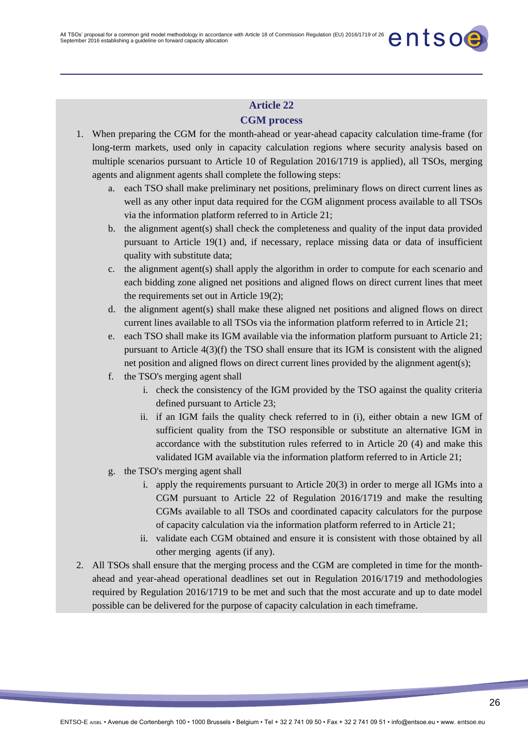## Article 22

## CGM process

1. When preparing the CGM for the month-ahead or year-ahead capacity calculation time-frame (for long-term markets, used only in capacity calculation regions where security analysis based on multiple scenarios pursuant to Article 10 of Regulation 2016/1719 is applied), all TSOs, merging agents and alignment agents shall complete the following steps:
   a. each TSO shall make preliminary net positions, preliminary flows on direct current lines as well as any other input data required for the CGM alignment process available to all TSOs via the information platform referred to in Article 21;
   b. the alignment agent(s) shall check the completeness and quality of the input data provided pursuant to Article 19(1) and, if necessary, replace missing data or data of insufficient quality with substitute data;
   c. the alignment agent(s) shall apply the algorithm in order to compute for each scenario and each bidding zone aligned net positions and aligned flows on direct current lines that meet the requirements set out in Article 19(2);
   d. the alignment agent(s) shall make these aligned net positions and aligned flows on direct current lines available to all TSOs via the information platform referred to in Article 21;
   e. each TSO shall make its IGM available via the information platform pursuant to Article 21; pursuant to Article 4(3)(f) the TSO shall ensure that its IGM is consistent with the aligned net position and aligned flows on direct current lines provided by the alignment agent(s);
   f. the TSO's merging agent shall
      i. check the consistency of the IGM provided by the TSO against the quality criteria defined pursuant to Article 23;
      ii. if an IGM fails the quality check referred to in (i), either obtain a new IGM of sufficient quality from the TSO responsible or substitute an alternative IGM in accordance with the substitution rules referred to in Article 20 (4) and make this validated IGM available via the information platform referred to in Article 21;
   g. the TSO's merging agent shall
      i. apply the requirements pursuant to Article 20(3) in order to merge all IGMs into a CGM pursuant to Article 22 of Regulation 2016/1719 and make the resulting CGMs available to all TSOs and coordinated capacity calculators for the purpose of capacity calculation via the information platform referred to in Article 21;
      ii. validate each CGM obtained and ensure it is consistent with those obtained by all other merging agents (if any).
2. All TSOs shall ensure that the merging process and the CGM are completed in time for the month-ahead and year-ahead operational deadlines set out in Regulation 2016/1719 and methodologies required by Regulation 2016/1719 to be met and such that the most accurate and up to date model possible can be delivered for the purpose of capacity calculation in each timeframe.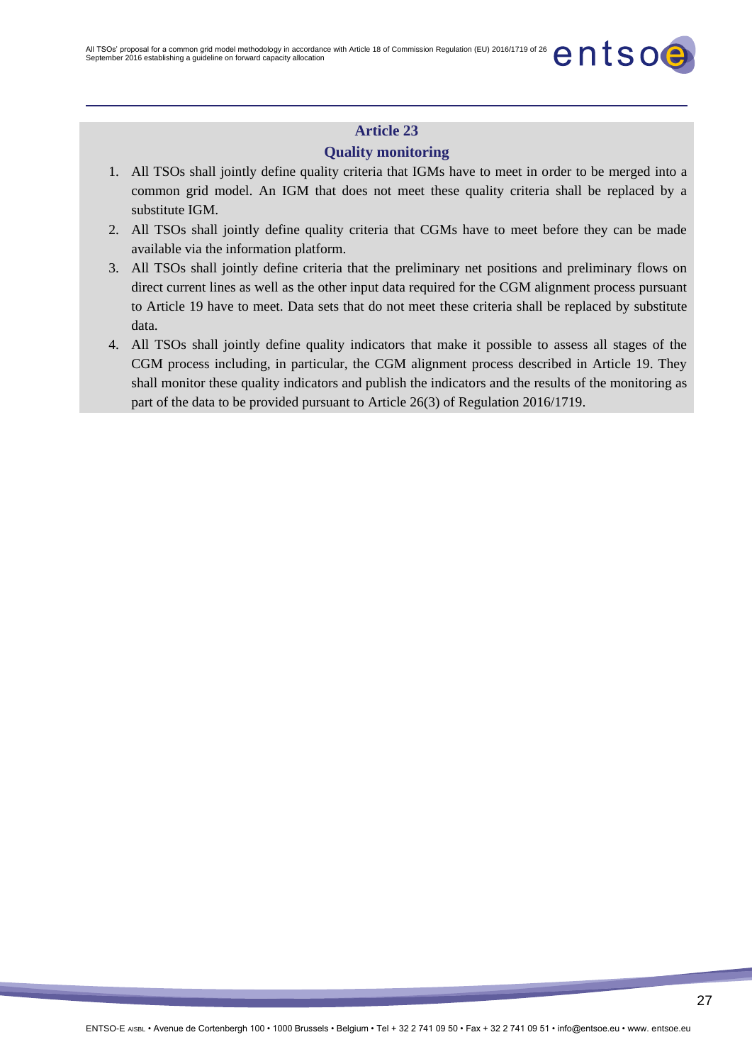## Article 23

## Quality monitoring

1. All TSOs shall jointly define quality criteria that IGMs have to meet in order to be merged into a common grid model. An IGM that does not meet these quality criteria shall be replaced by a substitute IGM.
2. All TSOs shall jointly define quality criteria that CGMs have to meet before they can be made available via the information platform.
3. All TSOs shall jointly define criteria that the preliminary net positions and preliminary flows on direct current lines as well as the other input data required for the CGM alignment process pursuant to Article 19 have to meet. Data sets that do not meet these criteria shall be replaced by substitute data.
4. All TSOs shall jointly define quality indicators that make it possible to assess all stages of the CGM process including, in particular, the CGM alignment process described in Article 19. They shall monitor these quality indicators and publish the indicators and the results of the monitoring as part of the data to be provided pursuant to Article 26(3) of Regulation 2016/1719.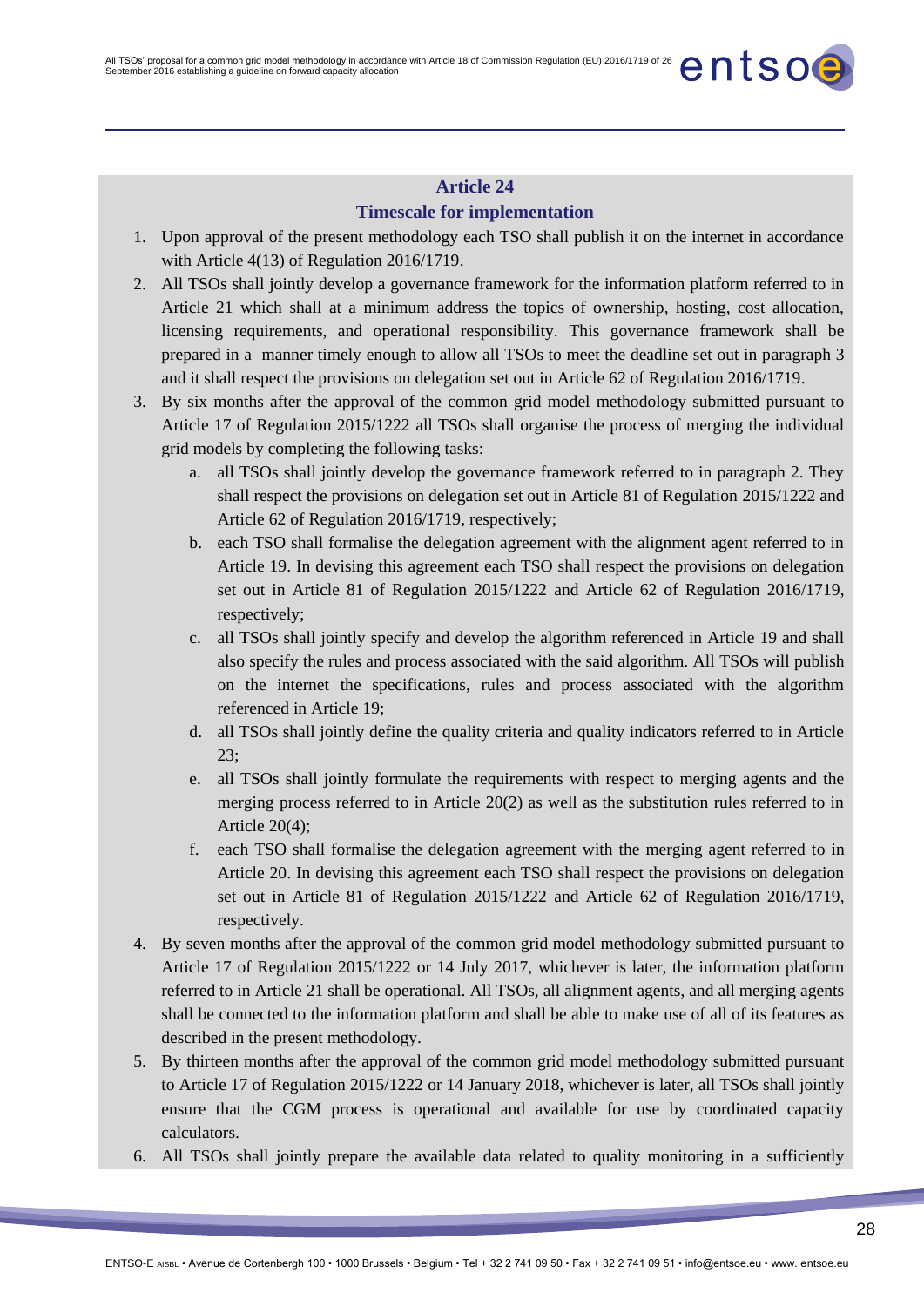## Article 24

### Timescale for implementation

1. Upon approval of the present methodology each TSO shall publish it on the internet in accordance with Article 4(13) of Regulation 2016/1719.
2. All TSOs shall jointly develop a governance framework for the information platform referred to in Article 21 which shall at a minimum address the topics of ownership, hosting, cost allocation, licensing requirements, and operational responsibility. This governance framework shall be prepared in a manner timely enough to allow all TSOs to meet the deadline set out in paragraph 3 and it shall respect the provisions on delegation set out in Article 62 of Regulation 2016/1719.
3. By six months after the approval of the common grid model methodology submitted pursuant to Article 17 of Regulation 2015/1222 all TSOs shall organise the process of merging the individual grid models by completing the following tasks:
    a. all TSOs shall jointly develop the governance framework referred to in paragraph 2. They shall respect the provisions on delegation set out in Article 81 of Regulation 2015/1222 and Article 62 of Regulation 2016/1719, respectively;
    b. each TSO shall formalise the delegation agreement with the alignment agent referred to in Article 19. In devising this agreement each TSO shall respect the provisions on delegation set out in Article 81 of Regulation 2015/1222 and Article 62 of Regulation 2016/1719, respectively;
    c. all TSOs shall jointly specify and develop the algorithm referenced in Article 19 and shall also specify the rules and process associated with the said algorithm. All TSOs will publish on the internet the specifications, rules and process associated with the algorithm referenced in Article 19;
    d. all TSOs shall jointly define the quality criteria and quality indicators referred to in Article 23;
    e. all TSOs shall jointly formulate the requirements with respect to merging agents and the merging process referred to in Article 20(2) as well as the substitution rules referred to in Article 20(4);
    f. each TSO shall formalise the delegation agreement with the merging agent referred to in Article 20. In devising this agreement each TSO shall respect the provisions on delegation set out in Article 81 of Regulation 2015/1222 and Article 62 of Regulation 2016/1719, respectively.
4. By seven months after the approval of the common grid model methodology submitted pursuant to Article 17 of Regulation 2015/1222 or 14 July 2017, whichever is later, the information platform referred to in Article 21 shall be operational. All TSOs, all alignment agents, and all merging agents shall be connected to the information platform and shall be able to make use of all of its features as described in the present methodology.
5. By thirteen months after the approval of the common grid model methodology submitted pursuant to Article 17 of Regulation 2015/1222 or 14 January 2018, whichever is later, all TSOs shall jointly ensure that the CGM process is operational and available for use by coordinated capacity calculators.
6. All TSOs shall jointly prepare the available data related to quality monitoring in a sufficiently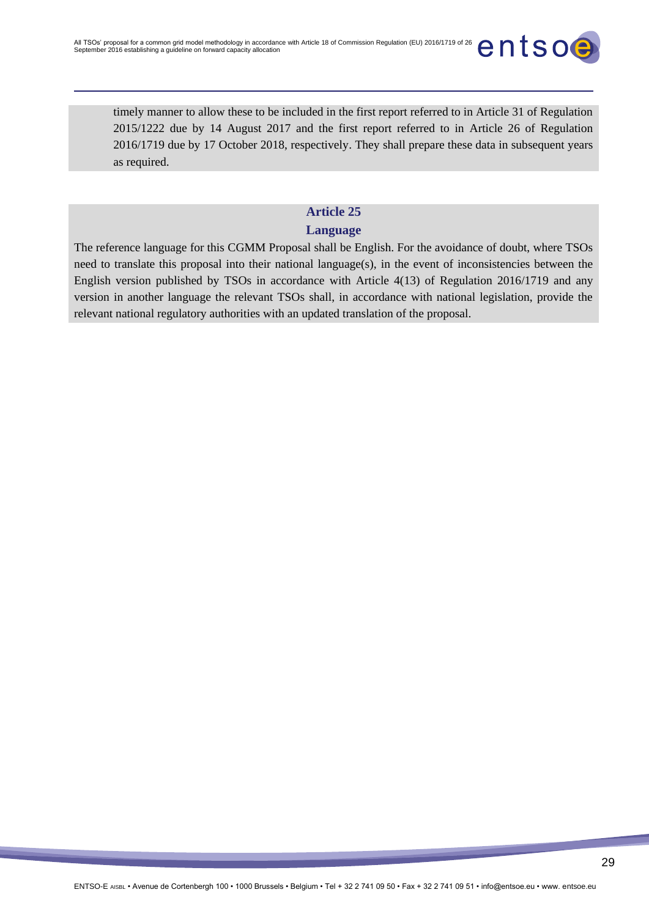timely manner to allow these to be included in the first report referred to in Article 31 of Regulation 2015/1222 due by 14 August 2017 and the first report referred to in Article 26 of Regulation 2016/1719 due by 17 October 2018, respectively. They shall prepare these data in subsequent years as required.

## Article 25
## Language

The reference language for this CGMM Proposal shall be English. For the avoidance of doubt, where TSOs need to translate this proposal into their national language(s), in the event of inconsistencies between the English version published by TSOs in accordance with Article 4(13) of Regulation 2016/1719 and any version in another language the relevant TSOs shall, in accordance with national legislation, provide the relevant national regulatory authorities with an updated translation of the proposal.